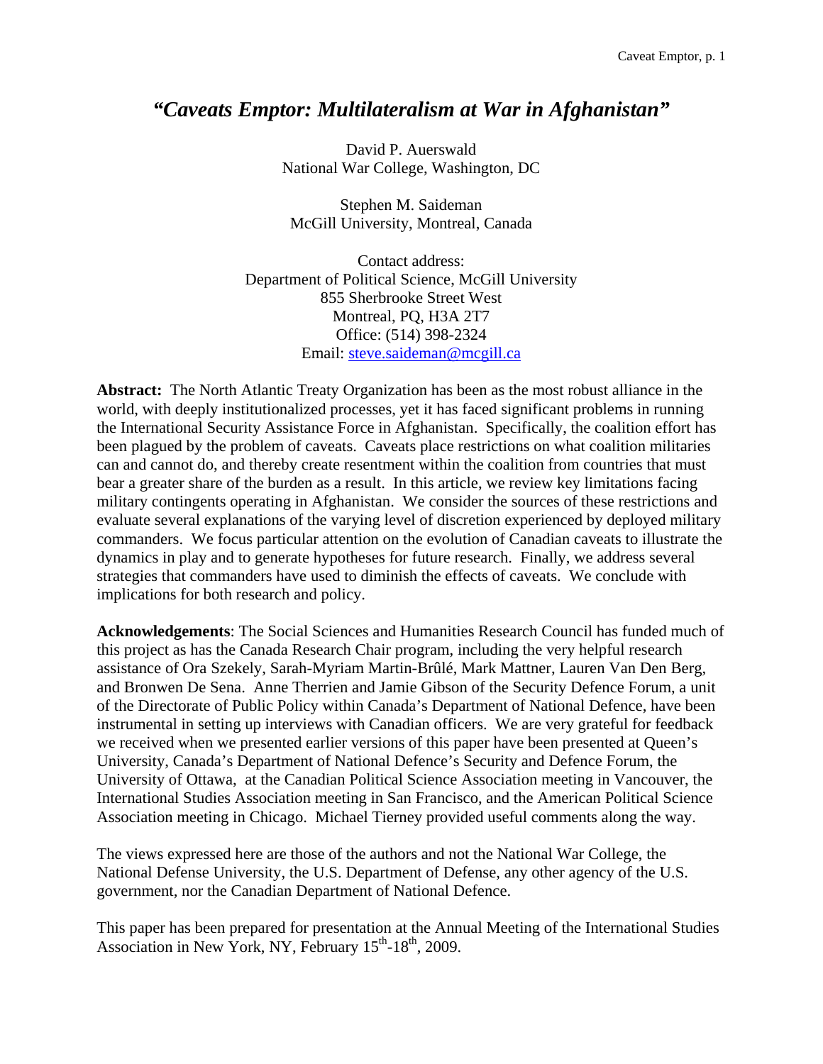# *"Caveats Emptor: Multilateralism at War in Afghanistan"*

David P. Auerswald
National War College, Washington, DC

Stephen M. Saideman
McGill University, Montreal, Canada

Contact address:
Department of Political Science, McGill University
855 Sherbrooke Street West
Montreal, PQ, H3A 2T7
Office: (514) 398-2324
Email: steve.saideman@mcgill.ca

**Abstract:** The North Atlantic Treaty Organization has been as the most robust alliance in the world, with deeply institutionalized processes, yet it has faced significant problems in running the International Security Assistance Force in Afghanistan. Specifically, the coalition effort has been plagued by the problem of caveats. Caveats place restrictions on what coalition militaries can and cannot do, and thereby create resentment within the coalition from countries that must bear a greater share of the burden as a result. In this article, we review key limitations facing military contingents operating in Afghanistan. We consider the sources of these restrictions and evaluate several explanations of the varying level of discretion experienced by deployed military commanders. We focus particular attention on the evolution of Canadian caveats to illustrate the dynamics in play and to generate hypotheses for future research. Finally, we address several strategies that commanders have used to diminish the effects of caveats. We conclude with implications for both research and policy.

**Acknowledgements**: The Social Sciences and Humanities Research Council has funded much of this project as has the Canada Research Chair program, including the very helpful research assistance of Ora Szekely, Sarah-Myriam Martin-Brûlé, Mark Mattner, Lauren Van Den Berg, and Bronwen De Sena. Anne Therrien and Jamie Gibson of the Security Defence Forum, a unit of the Directorate of Public Policy within Canada's Department of National Defence, have been instrumental in setting up interviews with Canadian officers. We are very grateful for feedback we received when we presented earlier versions of this paper have been presented at Queen's University, Canada's Department of National Defence's Security and Defence Forum, the University of Ottawa, at the Canadian Political Science Association meeting in Vancouver, the International Studies Association meeting in San Francisco, and the American Political Science Association meeting in Chicago. Michael Tierney provided useful comments along the way.

The views expressed here are those of the authors and not the National War College, the National Defense University, the U.S. Department of Defense, any other agency of the U.S. government, nor the Canadian Department of National Defence.

This paper has been prepared for presentation at the Annual Meeting of the International Studies Association in New York, NY, February 15th-18th, 2009.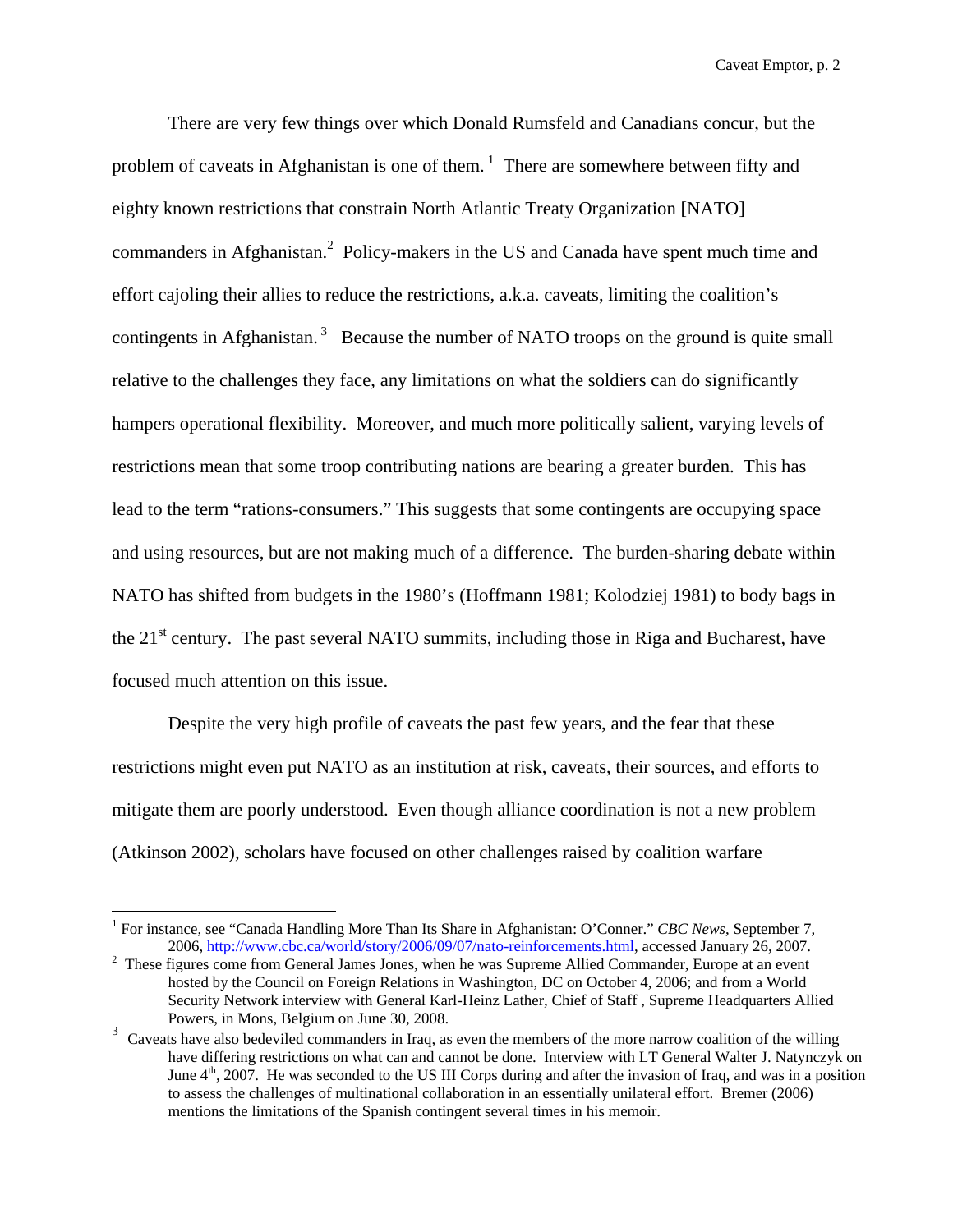There are very few things over which Donald Rumsfeld and Canadians concur, but the problem of caveats in Afghanistan is one of them.[1] There are somewhere between fifty and eighty known restrictions that constrain North Atlantic Treaty Organization [NATO] commanders in Afghanistan.[2] Policy-makers in the US and Canada have spent much time and effort cajoling their allies to reduce the restrictions, a.k.a. caveats, limiting the coalition's contingents in Afghanistan.[3] Because the number of NATO troops on the ground is quite small relative to the challenges they face, any limitations on what the soldiers can do significantly hampers operational flexibility. Moreover, and much more politically salient, varying levels of restrictions mean that some troop contributing nations are bearing a greater burden. This has lead to the term "rations-consumers." This suggests that some contingents are occupying space and using resources, but are not making much of a difference. The burden-sharing debate within NATO has shifted from budgets in the 1980's (Hoffmann 1981; Kolodziej 1981) to body bags in the 21st century. The past several NATO summits, including those in Riga and Bucharest, have focused much attention on this issue.

Despite the very high profile of caveats the past few years, and the fear that these restrictions might even put NATO as an institution at risk, caveats, their sources, and efforts to mitigate them are poorly understood. Even though alliance coordination is not a new problem (Atkinson 2002), scholars have focused on other challenges raised by coalition warfare

---

[1] For instance, see "Canada Handling More Than Its Share in Afghanistan: O'Conner." *CBC News*, September 7, 2006, http://www.cbc.ca/world/story/2006/09/07/nato-reinforcements.html, accessed January 26, 2007.

[2] These figures come from General James Jones, when he was Supreme Allied Commander, Europe at an event hosted by the Council on Foreign Relations in Washington, DC on October 4, 2006; and from a World Security Network interview with General Karl-Heinz Lather, Chief of Staff , Supreme Headquarters Allied Powers, in Mons, Belgium on June 30, 2008.

[3] Caveats have also bedeviled commanders in Iraq, as even the members of the more narrow coalition of the willing have differing restrictions on what can and cannot be done. Interview with LT General Walter J. Natynczyk on June 4th, 2007. He was seconded to the US III Corps during and after the invasion of Iraq, and was in a position to assess the challenges of multinational collaboration in an essentially unilateral effort. Bremer (2006) mentions the limitations of the Spanish contingent several times in his memoir.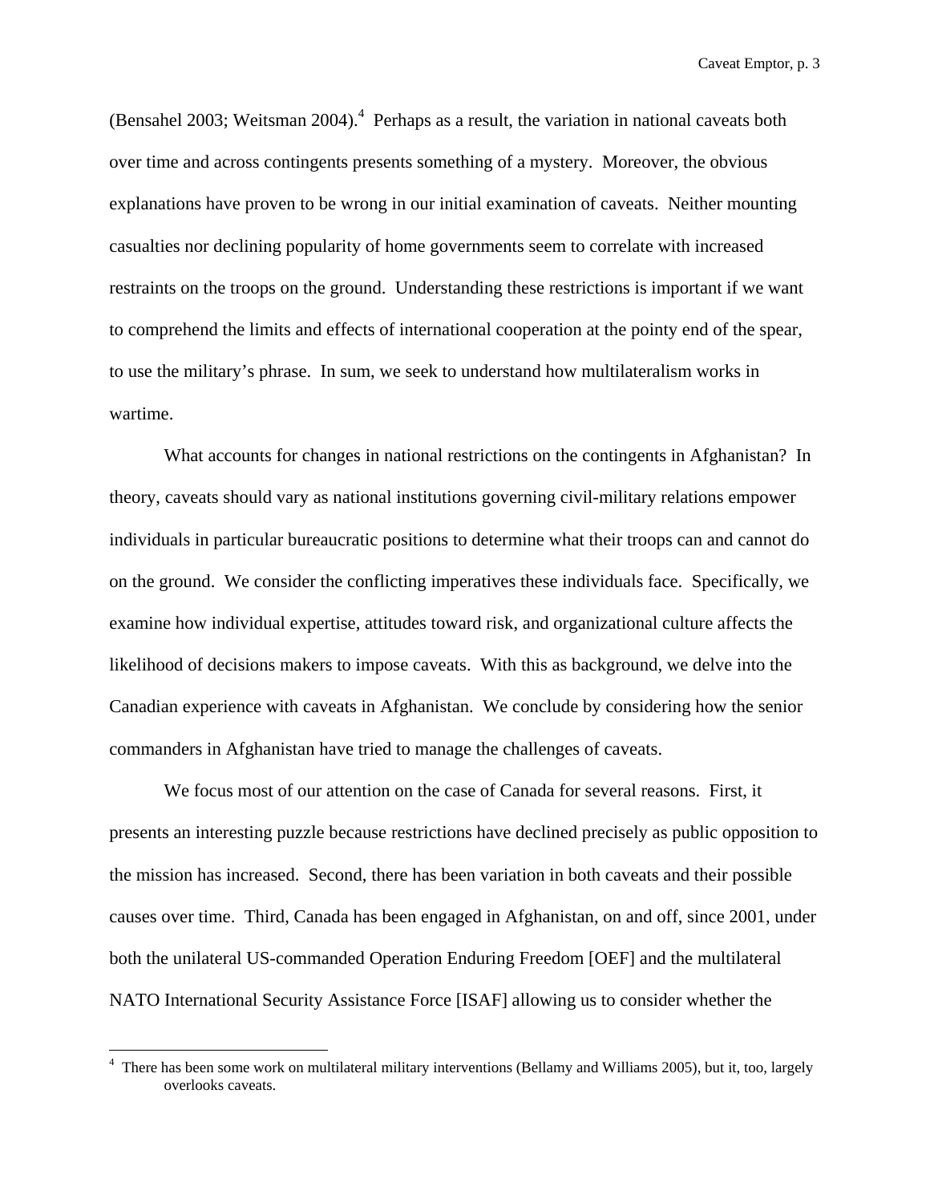(Bensahel 2003; Weitsman 2004).[4] Perhaps as a result, the variation in national caveats both over time and across contingents presents something of a mystery. Moreover, the obvious explanations have proven to be wrong in our initial examination of caveats. Neither mounting casualties nor declining popularity of home governments seem to correlate with increased restraints on the troops on the ground. Understanding these restrictions is important if we want to comprehend the limits and effects of international cooperation at the pointy end of the spear, to use the military's phrase. In sum, we seek to understand how multilateralism works in wartime.

What accounts for changes in national restrictions on the contingents in Afghanistan? In theory, caveats should vary as national institutions governing civil-military relations empower individuals in particular bureaucratic positions to determine what their troops can and cannot do on the ground. We consider the conflicting imperatives these individuals face. Specifically, we examine how individual expertise, attitudes toward risk, and organizational culture affects the likelihood of decisions makers to impose caveats. With this as background, we delve into the Canadian experience with caveats in Afghanistan. We conclude by considering how the senior commanders in Afghanistan have tried to manage the challenges of caveats.

We focus most of our attention on the case of Canada for several reasons. First, it presents an interesting puzzle because restrictions have declined precisely as public opposition to the mission has increased. Second, there has been variation in both caveats and their possible causes over time. Third, Canada has been engaged in Afghanistan, on and off, since 2001, under both the unilateral US-commanded Operation Enduring Freedom [OEF] and the multilateral NATO International Security Assistance Force [ISAF] allowing us to consider whether the

[4] There has been some work on multilateral military interventions (Bellamy and Williams 2005), but it, too, largely overlooks caveats.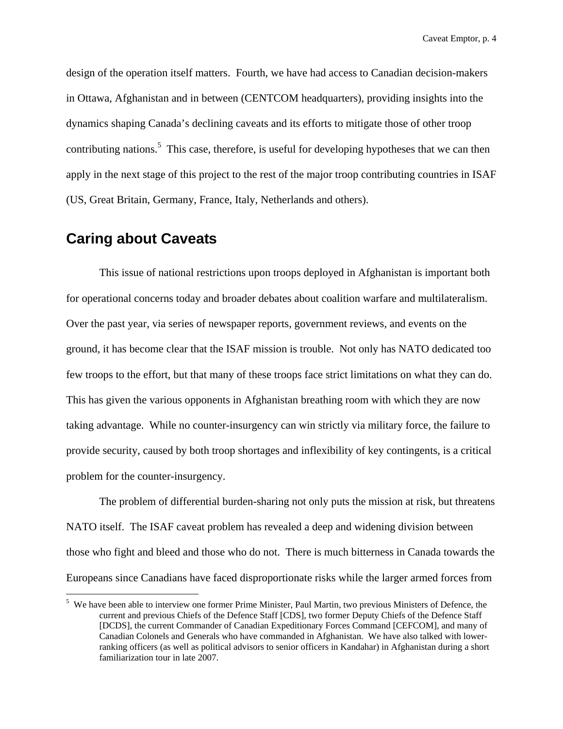design of the operation itself matters. Fourth, we have had access to Canadian decision-makers in Ottawa, Afghanistan and in between (CENTCOM headquarters), providing insights into the dynamics shaping Canada's declining caveats and its efforts to mitigate those of other troop contributing nations.[5] This case, therefore, is useful for developing hypotheses that we can then apply in the next stage of this project to the rest of the major troop contributing countries in ISAF (US, Great Britain, Germany, France, Italy, Netherlands and others).

## Caring about Caveats

This issue of national restrictions upon troops deployed in Afghanistan is important both for operational concerns today and broader debates about coalition warfare and multilateralism. Over the past year, via series of newspaper reports, government reviews, and events on the ground, it has become clear that the ISAF mission is trouble. Not only has NATO dedicated too few troops to the effort, but that many of these troops face strict limitations on what they can do. This has given the various opponents in Afghanistan breathing room with which they are now taking advantage. While no counter-insurgency can win strictly via military force, the failure to provide security, caused by both troop shortages and inflexibility of key contingents, is a critical problem for the counter-insurgency.

The problem of differential burden-sharing not only puts the mission at risk, but threatens NATO itself. The ISAF caveat problem has revealed a deep and widening division between those who fight and bleed and those who do not. There is much bitterness in Canada towards the Europeans since Canadians have faced disproportionate risks while the larger armed forces from

---

[5] We have been able to interview one former Prime Minister, Paul Martin, two previous Ministers of Defence, the current and previous Chiefs of the Defence Staff [CDS], two former Deputy Chiefs of the Defence Staff [DCDS], the current Commander of Canadian Expeditionary Forces Command [CEFCOM], and many of Canadian Colonels and Generals who have commanded in Afghanistan. We have also talked with lower-ranking officers (as well as political advisors to senior officers in Kandahar) in Afghanistan during a short familiarization tour in late 2007.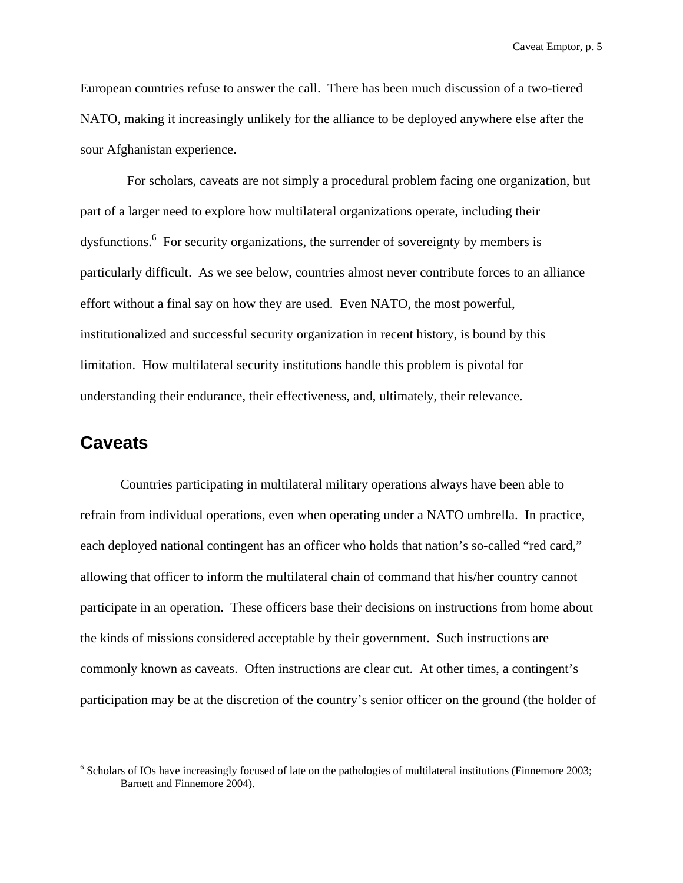European countries refuse to answer the call. There has been much discussion of a two-tiered NATO, making it increasingly unlikely for the alliance to be deployed anywhere else after the sour Afghanistan experience.

For scholars, caveats are not simply a procedural problem facing one organization, but part of a larger need to explore how multilateral organizations operate, including their dysfunctions.[6] For security organizations, the surrender of sovereignty by members is particularly difficult. As we see below, countries almost never contribute forces to an alliance effort without a final say on how they are used. Even NATO, the most powerful, institutionalized and successful security organization in recent history, is bound by this limitation. How multilateral security institutions handle this problem is pivotal for understanding their endurance, their effectiveness, and, ultimately, their relevance.

## Caveats

Countries participating in multilateral military operations always have been able to refrain from individual operations, even when operating under a NATO umbrella. In practice, each deployed national contingent has an officer who holds that nation's so-called "red card," allowing that officer to inform the multilateral chain of command that his/her country cannot participate in an operation. These officers base their decisions on instructions from home about the kinds of missions considered acceptable by their government. Such instructions are commonly known as caveats. Often instructions are clear cut. At other times, a contingent's participation may be at the discretion of the country's senior officer on the ground (the holder of

---

[6] Scholars of IOs have increasingly focused of late on the pathologies of multilateral institutions (Finnemore 2003; Barnett and Finnemore 2004).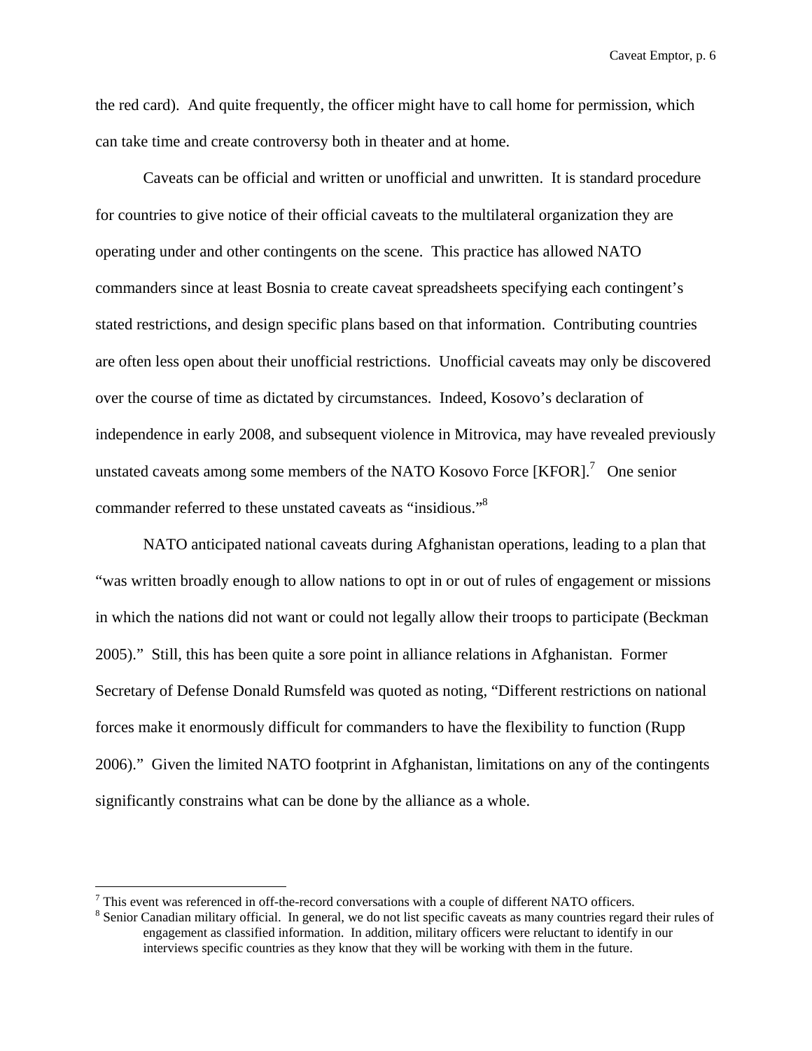the red card). And quite frequently, the officer might have to call home for permission, which can take time and create controversy both in theater and at home.

Caveats can be official and written or unofficial and unwritten. It is standard procedure for countries to give notice of their official caveats to the multilateral organization they are operating under and other contingents on the scene. This practice has allowed NATO commanders since at least Bosnia to create caveat spreadsheets specifying each contingent's stated restrictions, and design specific plans based on that information. Contributing countries are often less open about their unofficial restrictions. Unofficial caveats may only be discovered over the course of time as dictated by circumstances. Indeed, Kosovo's declaration of independence in early 2008, and subsequent violence in Mitrovica, may have revealed previously unstated caveats among some members of the NATO Kosovo Force [KFOR].[7] One senior commander referred to these unstated caveats as "insidious."[8]

NATO anticipated national caveats during Afghanistan operations, leading to a plan that "was written broadly enough to allow nations to opt in or out of rules of engagement or missions in which the nations did not want or could not legally allow their troops to participate (Beckman 2005)." Still, this has been quite a sore point in alliance relations in Afghanistan. Former Secretary of Defense Donald Rumsfeld was quoted as noting, "Different restrictions on national forces make it enormously difficult for commanders to have the flexibility to function (Rupp 2006)." Given the limited NATO footprint in Afghanistan, limitations on any of the contingents significantly constrains what can be done by the alliance as a whole.

---

[7] This event was referenced in off-the-record conversations with a couple of different NATO officers.

[8] Senior Canadian military official. In general, we do not list specific caveats as many countries regard their rules of engagement as classified information. In addition, military officers were reluctant to identify in our interviews specific countries as they know that they will be working with them in the future.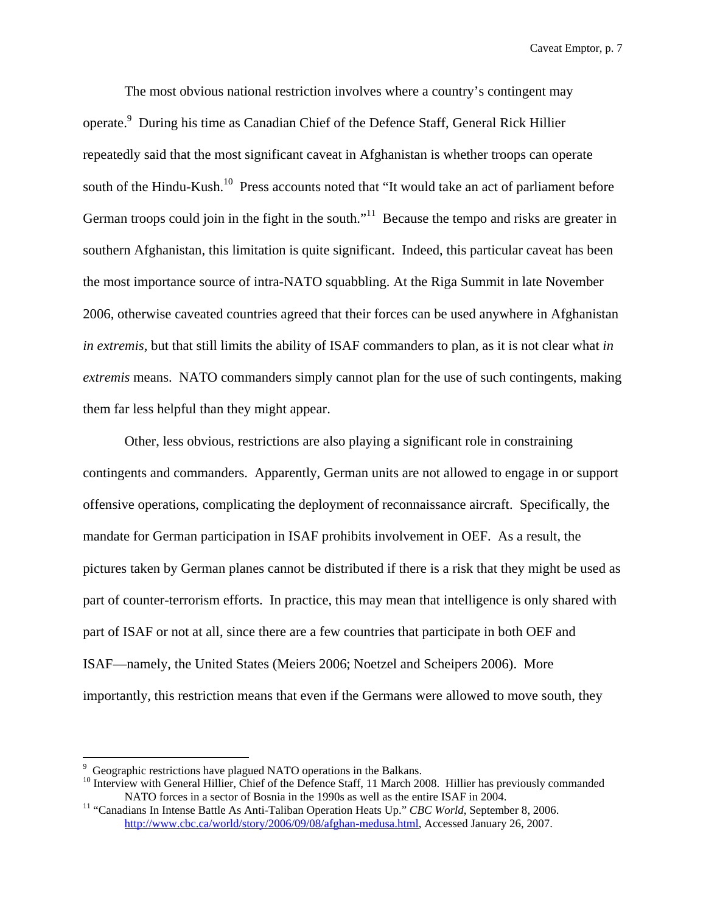The most obvious national restriction involves where a country's contingent may operate.[9] During his time as Canadian Chief of the Defence Staff, General Rick Hillier repeatedly said that the most significant caveat in Afghanistan is whether troops can operate south of the Hindu-Kush.[10] Press accounts noted that "It would take an act of parliament before German troops could join in the fight in the south."[11] Because the tempo and risks are greater in southern Afghanistan, this limitation is quite significant. Indeed, this particular caveat has been the most importance source of intra-NATO squabbling. At the Riga Summit in late November 2006, otherwise caveated countries agreed that their forces can be used anywhere in Afghanistan *in extremis*, but that still limits the ability of ISAF commanders to plan, as it is not clear what *in extremis* means. NATO commanders simply cannot plan for the use of such contingents, making them far less helpful than they might appear.

Other, less obvious, restrictions are also playing a significant role in constraining contingents and commanders. Apparently, German units are not allowed to engage in or support offensive operations, complicating the deployment of reconnaissance aircraft. Specifically, the mandate for German participation in ISAF prohibits involvement in OEF. As a result, the pictures taken by German planes cannot be distributed if there is a risk that they might be used as part of counter-terrorism efforts. In practice, this may mean that intelligence is only shared with part of ISAF or not at all, since there are a few countries that participate in both OEF and ISAF—namely, the United States (Meiers 2006; Noetzel and Scheipers 2006). More importantly, this restriction means that even if the Germans were allowed to move south, they

---

[9] Geographic restrictions have plagued NATO operations in the Balkans.

[10] Interview with General Hillier, Chief of the Defence Staff, 11 March 2008. Hillier has previously commanded NATO forces in a sector of Bosnia in the 1990s as well as the entire ISAF in 2004.

[11] "Canadians In Intense Battle As Anti-Taliban Operation Heats Up." *CBC World*, September 8, 2006. http://www.cbc.ca/world/story/2006/09/08/afghan-medusa.html, Accessed January 26, 2007.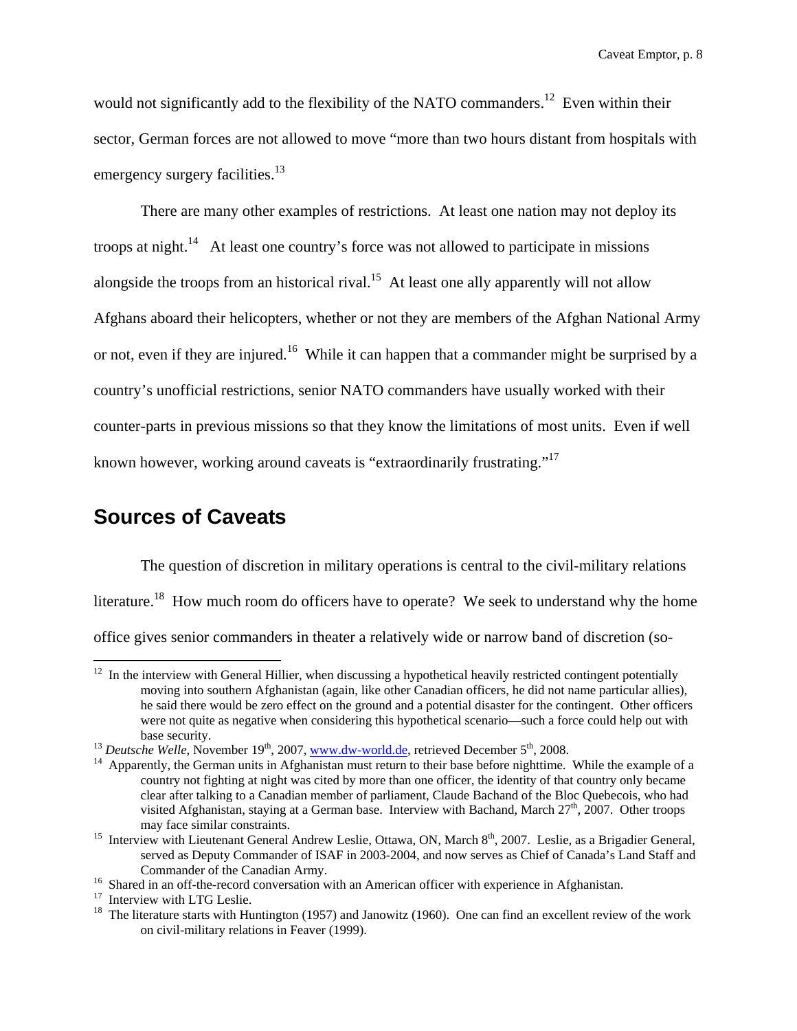would not significantly add to the flexibility of the NATO commanders.[12] Even within their sector, German forces are not allowed to move "more than two hours distant from hospitals with emergency surgery facilities.[13]

There are many other examples of restrictions. At least one nation may not deploy its troops at night.[14] At least one country's force was not allowed to participate in missions alongside the troops from an historical rival.[15] At least one ally apparently will not allow Afghans aboard their helicopters, whether or not they are members of the Afghan National Army or not, even if they are injured.[16] While it can happen that a commander might be surprised by a country's unofficial restrictions, senior NATO commanders have usually worked with their counter-parts in previous missions so that they know the limitations of most units. Even if well known however, working around caveats is "extraordinarily frustrating."[17]

## Sources of Caveats

The question of discretion in military operations is central to the civil-military relations literature.[18] How much room do officers have to operate? We seek to understand why the home office gives senior commanders in theater a relatively wide or narrow band of discretion (so-

---

[12] In the interview with General Hillier, when discussing a hypothetical heavily restricted contingent potentially moving into southern Afghanistan (again, like other Canadian officers, he did not name particular allies), he said there would be zero effect on the ground and a potential disaster for the contingent. Other officers were not quite as negative when considering this hypothetical scenario—such a force could help out with base security.

[13] *Deutsche Welle*, November 19th, 2007, www.dw-world.de, retrieved December 5th, 2008.

[14] Apparently, the German units in Afghanistan must return to their base before nighttime. While the example of a country not fighting at night was cited by more than one officer, the identity of that country only became clear after talking to a Canadian member of parliament, Claude Bachand of the Bloc Quebecois, who had visited Afghanistan, staying at a German base. Interview with Bachand, March 27th, 2007. Other troops may face similar constraints.

[15] Interview with Lieutenant General Andrew Leslie, Ottawa, ON, March 8th, 2007. Leslie, as a Brigadier General, served as Deputy Commander of ISAF in 2003-2004, and now serves as Chief of Canada's Land Staff and Commander of the Canadian Army.

[16] Shared in an off-the-record conversation with an American officer with experience in Afghanistan.

[17] Interview with LTG Leslie.

[18] The literature starts with Huntington (1957) and Janowitz (1960). One can find an excellent review of the work on civil-military relations in Feaver (1999).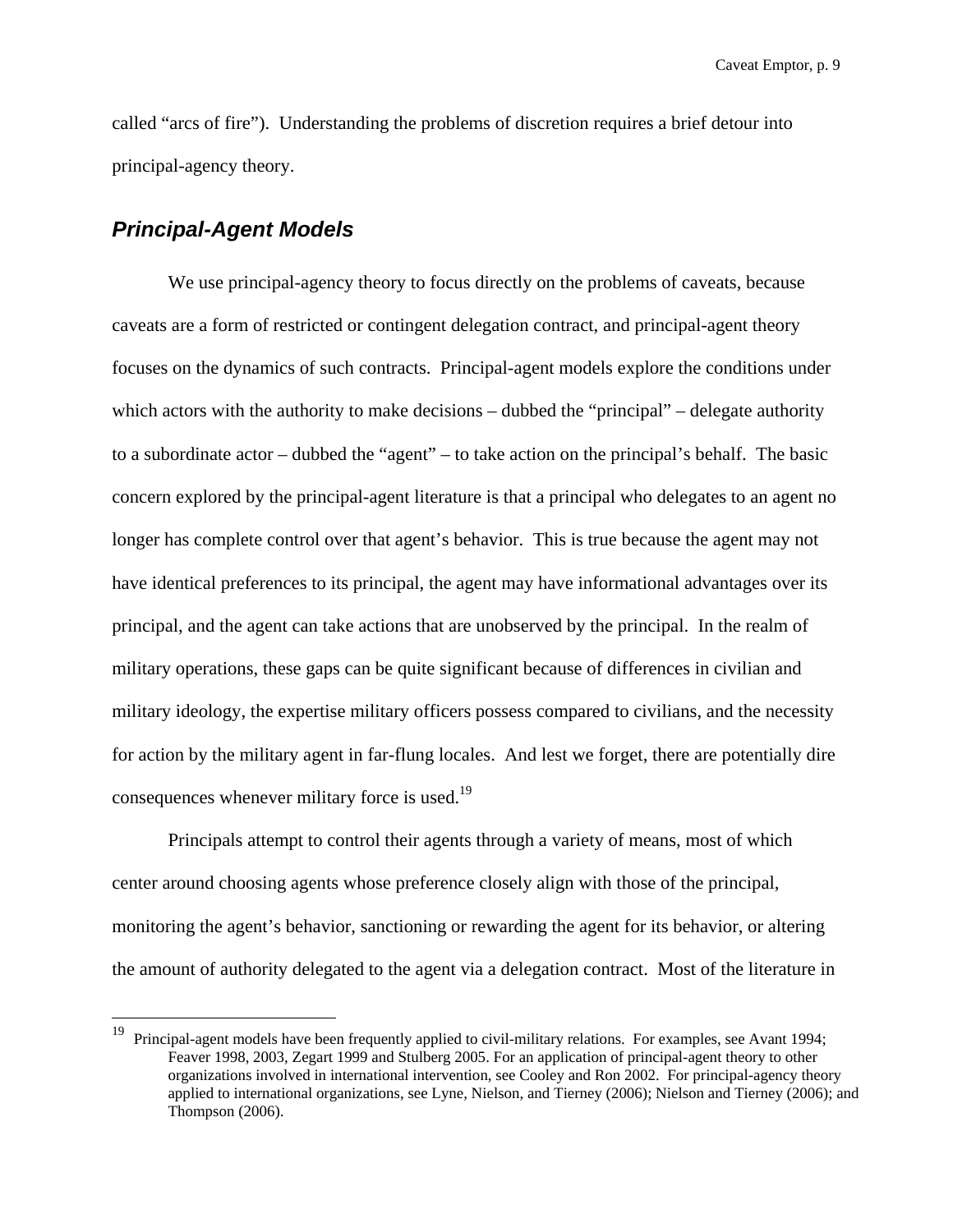called "arcs of fire"). Understanding the problems of discretion requires a brief detour into principal-agency theory.

## ***Principal-Agent Models***

We use principal-agency theory to focus directly on the problems of caveats, because caveats are a form of restricted or contingent delegation contract, and principal-agent theory focuses on the dynamics of such contracts. Principal-agent models explore the conditions under which actors with the authority to make decisions – dubbed the "principal" – delegate authority to a subordinate actor – dubbed the "agent" – to take action on the principal's behalf. The basic concern explored by the principal-agent literature is that a principal who delegates to an agent no longer has complete control over that agent's behavior. This is true because the agent may not have identical preferences to its principal, the agent may have informational advantages over its principal, and the agent can take actions that are unobserved by the principal. In the realm of military operations, these gaps can be quite significant because of differences in civilian and military ideology, the expertise military officers possess compared to civilians, and the necessity for action by the military agent in far-flung locales. And lest we forget, there are potentially dire consequences whenever military force is used.[19]

Principals attempt to control their agents through a variety of means, most of which center around choosing agents whose preference closely align with those of the principal, monitoring the agent's behavior, sanctioning or rewarding the agent for its behavior, or altering the amount of authority delegated to the agent via a delegation contract. Most of the literature in

---

[19] Principal-agent models have been frequently applied to civil-military relations. For examples, see Avant 1994; Feaver 1998, 2003, Zegart 1999 and Stulberg 2005. For an application of principal-agent theory to other organizations involved in international intervention, see Cooley and Ron 2002. For principal-agency theory applied to international organizations, see Lyne, Nielson, and Tierney (2006); Nielson and Tierney (2006); and Thompson (2006).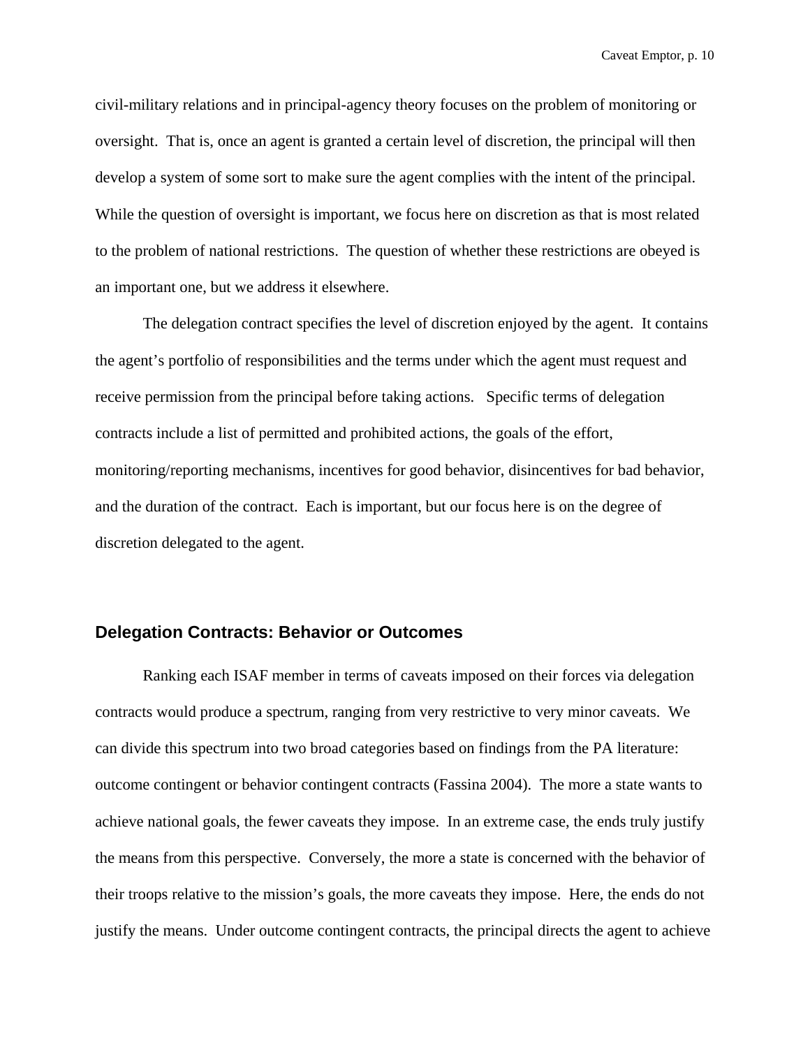civil-military relations and in principal-agency theory focuses on the problem of monitoring or oversight. That is, once an agent is granted a certain level of discretion, the principal will then develop a system of some sort to make sure the agent complies with the intent of the principal. While the question of oversight is important, we focus here on discretion as that is most related to the problem of national restrictions. The question of whether these restrictions are obeyed is an important one, but we address it elsewhere.

The delegation contract specifies the level of discretion enjoyed by the agent. It contains the agent's portfolio of responsibilities and the terms under which the agent must request and receive permission from the principal before taking actions. Specific terms of delegation contracts include a list of permitted and prohibited actions, the goals of the effort, monitoring/reporting mechanisms, incentives for good behavior, disincentives for bad behavior, and the duration of the contract. Each is important, but our focus here is on the degree of discretion delegated to the agent.

## Delegation Contracts: Behavior or Outcomes

Ranking each ISAF member in terms of caveats imposed on their forces via delegation contracts would produce a spectrum, ranging from very restrictive to very minor caveats. We can divide this spectrum into two broad categories based on findings from the PA literature: outcome contingent or behavior contingent contracts (Fassina 2004). The more a state wants to achieve national goals, the fewer caveats they impose. In an extreme case, the ends truly justify the means from this perspective. Conversely, the more a state is concerned with the behavior of their troops relative to the mission's goals, the more caveats they impose. Here, the ends do not justify the means. Under outcome contingent contracts, the principal directs the agent to achieve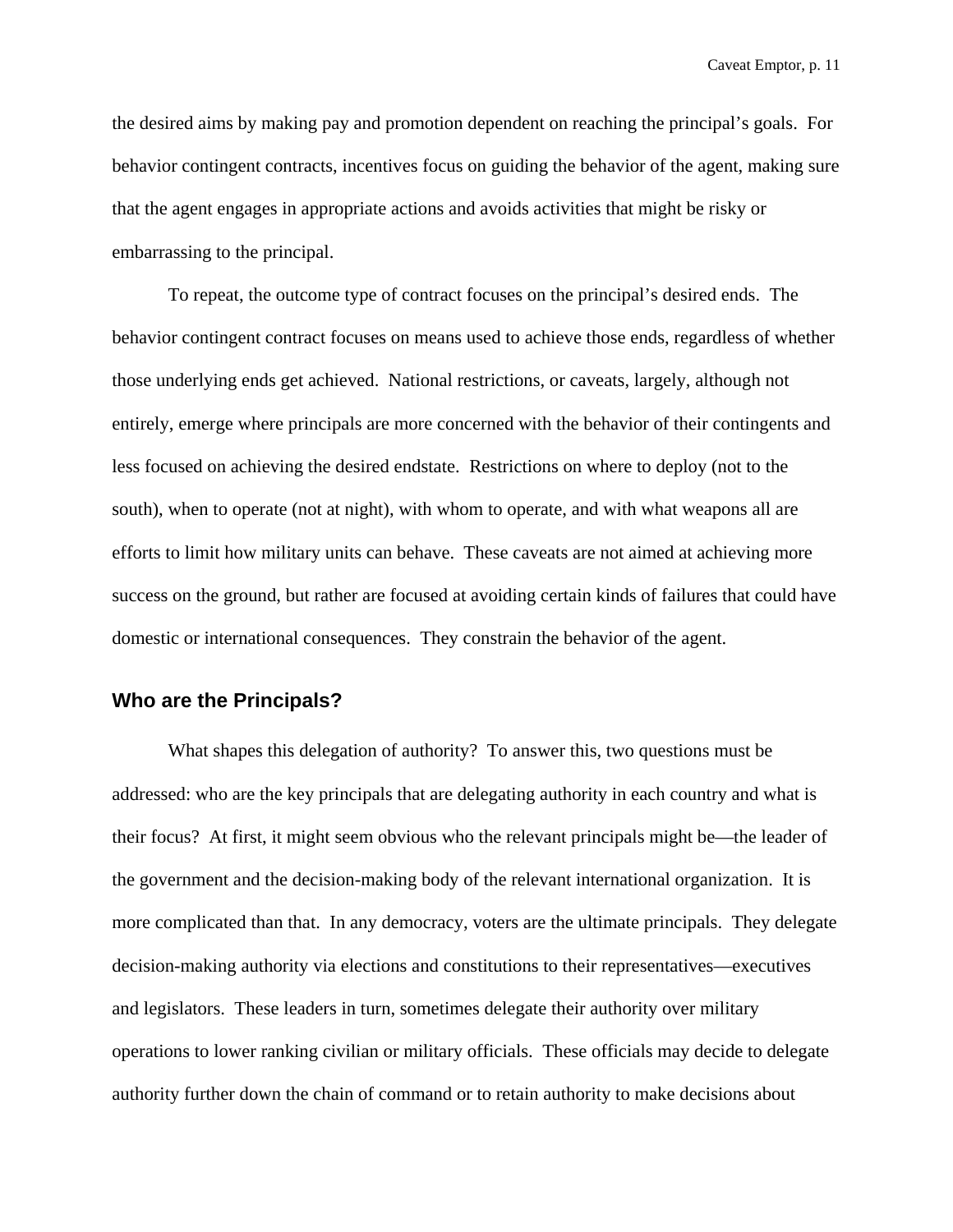the desired aims by making pay and promotion dependent on reaching the principal's goals. For behavior contingent contracts, incentives focus on guiding the behavior of the agent, making sure that the agent engages in appropriate actions and avoids activities that might be risky or embarrassing to the principal.

To repeat, the outcome type of contract focuses on the principal's desired ends. The behavior contingent contract focuses on means used to achieve those ends, regardless of whether those underlying ends get achieved. National restrictions, or caveats, largely, although not entirely, emerge where principals are more concerned with the behavior of their contingents and less focused on achieving the desired endstate. Restrictions on where to deploy (not to the south), when to operate (not at night), with whom to operate, and with what weapons all are efforts to limit how military units can behave. These caveats are not aimed at achieving more success on the ground, but rather are focused at avoiding certain kinds of failures that could have domestic or international consequences. They constrain the behavior of the agent.

## Who are the Principals?

What shapes this delegation of authority? To answer this, two questions must be addressed: who are the key principals that are delegating authority in each country and what is their focus? At first, it might seem obvious who the relevant principals might be—the leader of the government and the decision-making body of the relevant international organization. It is more complicated than that. In any democracy, voters are the ultimate principals. They delegate decision-making authority via elections and constitutions to their representatives—executives and legislators. These leaders in turn, sometimes delegate their authority over military operations to lower ranking civilian or military officials. These officials may decide to delegate authority further down the chain of command or to retain authority to make decisions about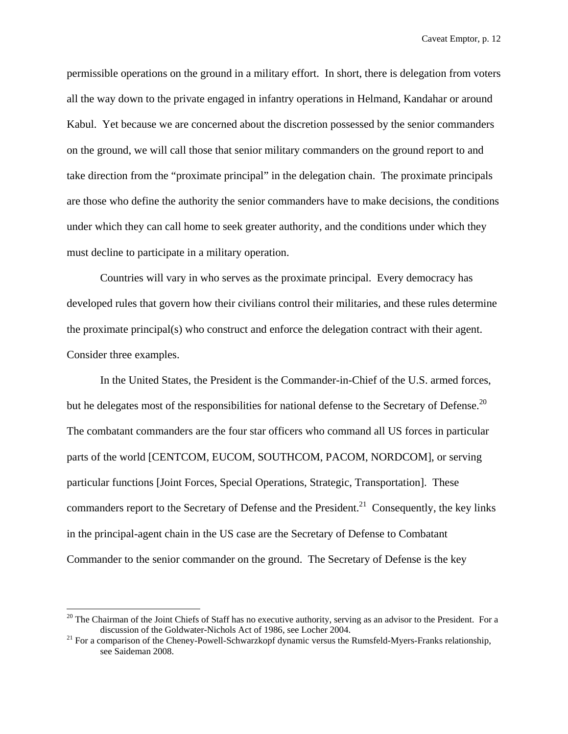permissible operations on the ground in a military effort. In short, there is delegation from voters all the way down to the private engaged in infantry operations in Helmand, Kandahar or around Kabul. Yet because we are concerned about the discretion possessed by the senior commanders on the ground, we will call those that senior military commanders on the ground report to and take direction from the "proximate principal" in the delegation chain. The proximate principals are those who define the authority the senior commanders have to make decisions, the conditions under which they can call home to seek greater authority, and the conditions under which they must decline to participate in a military operation.

Countries will vary in who serves as the proximate principal. Every democracy has developed rules that govern how their civilians control their militaries, and these rules determine the proximate principal(s) who construct and enforce the delegation contract with their agent. Consider three examples.

In the United States, the President is the Commander-in-Chief of the U.S. armed forces, but he delegates most of the responsibilities for national defense to the Secretary of Defense.[20] The combatant commanders are the four star officers who command all US forces in particular parts of the world [CENTCOM, EUCOM, SOUTHCOM, PACOM, NORDCOM], or serving particular functions [Joint Forces, Special Operations, Strategic, Transportation]. These commanders report to the Secretary of Defense and the President.[21] Consequently, the key links in the principal-agent chain in the US case are the Secretary of Defense to Combatant Commander to the senior commander on the ground. The Secretary of Defense is the key

---

[20] The Chairman of the Joint Chiefs of Staff has no executive authority, serving as an advisor to the President. For a discussion of the Goldwater-Nichols Act of 1986, see Locher 2004.

[21] For a comparison of the Cheney-Powell-Schwarzkopf dynamic versus the Rumsfeld-Myers-Franks relationship, see Saideman 2008.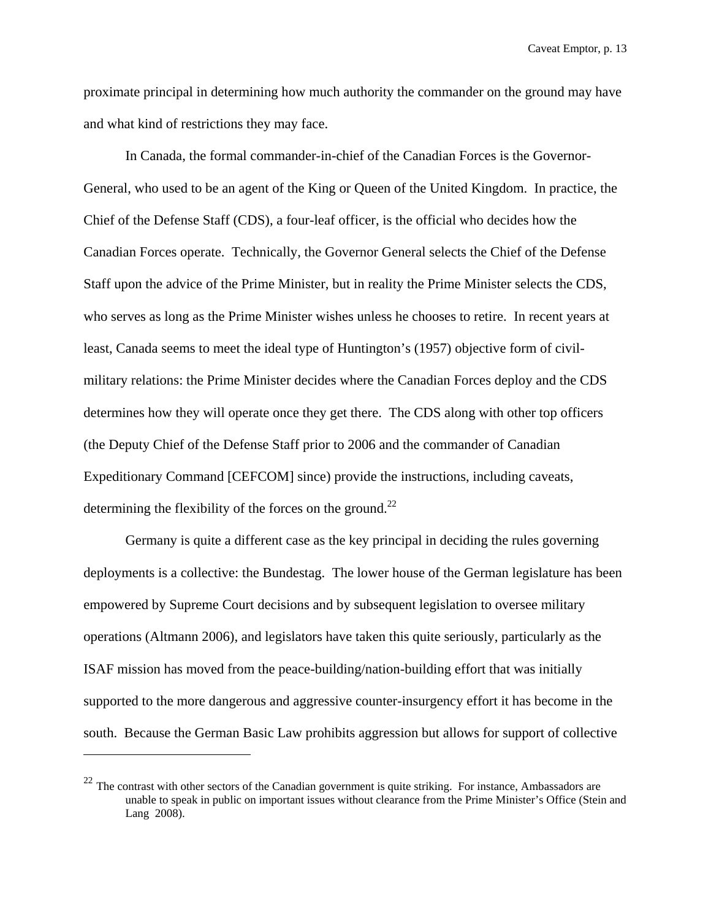proximate principal in determining how much authority the commander on the ground may have and what kind of restrictions they may face.

In Canada, the formal commander-in-chief of the Canadian Forces is the Governor-General, who used to be an agent of the King or Queen of the United Kingdom. In practice, the Chief of the Defense Staff (CDS), a four-leaf officer, is the official who decides how the Canadian Forces operate. Technically, the Governor General selects the Chief of the Defense Staff upon the advice of the Prime Minister, but in reality the Prime Minister selects the CDS, who serves as long as the Prime Minister wishes unless he chooses to retire. In recent years at least, Canada seems to meet the ideal type of Huntington's (1957) objective form of civil-military relations: the Prime Minister decides where the Canadian Forces deploy and the CDS determines how they will operate once they get there. The CDS along with other top officers (the Deputy Chief of the Defense Staff prior to 2006 and the commander of Canadian Expeditionary Command [CEFCOM] since) provide the instructions, including caveats, determining the flexibility of the forces on the ground.[22]

Germany is quite a different case as the key principal in deciding the rules governing deployments is a collective: the Bundestag. The lower house of the German legislature has been empowered by Supreme Court decisions and by subsequent legislation to oversee military operations (Altmann 2006), and legislators have taken this quite seriously, particularly as the ISAF mission has moved from the peace-building/nation-building effort that was initially supported to the more dangerous and aggressive counter-insurgency effort it has become in the south. Because the German Basic Law prohibits aggression but allows for support of collective

[22] The contrast with other sectors of the Canadian government is quite striking. For instance, Ambassadors are unable to speak in public on important issues without clearance from the Prime Minister's Office (Stein and Lang 2008).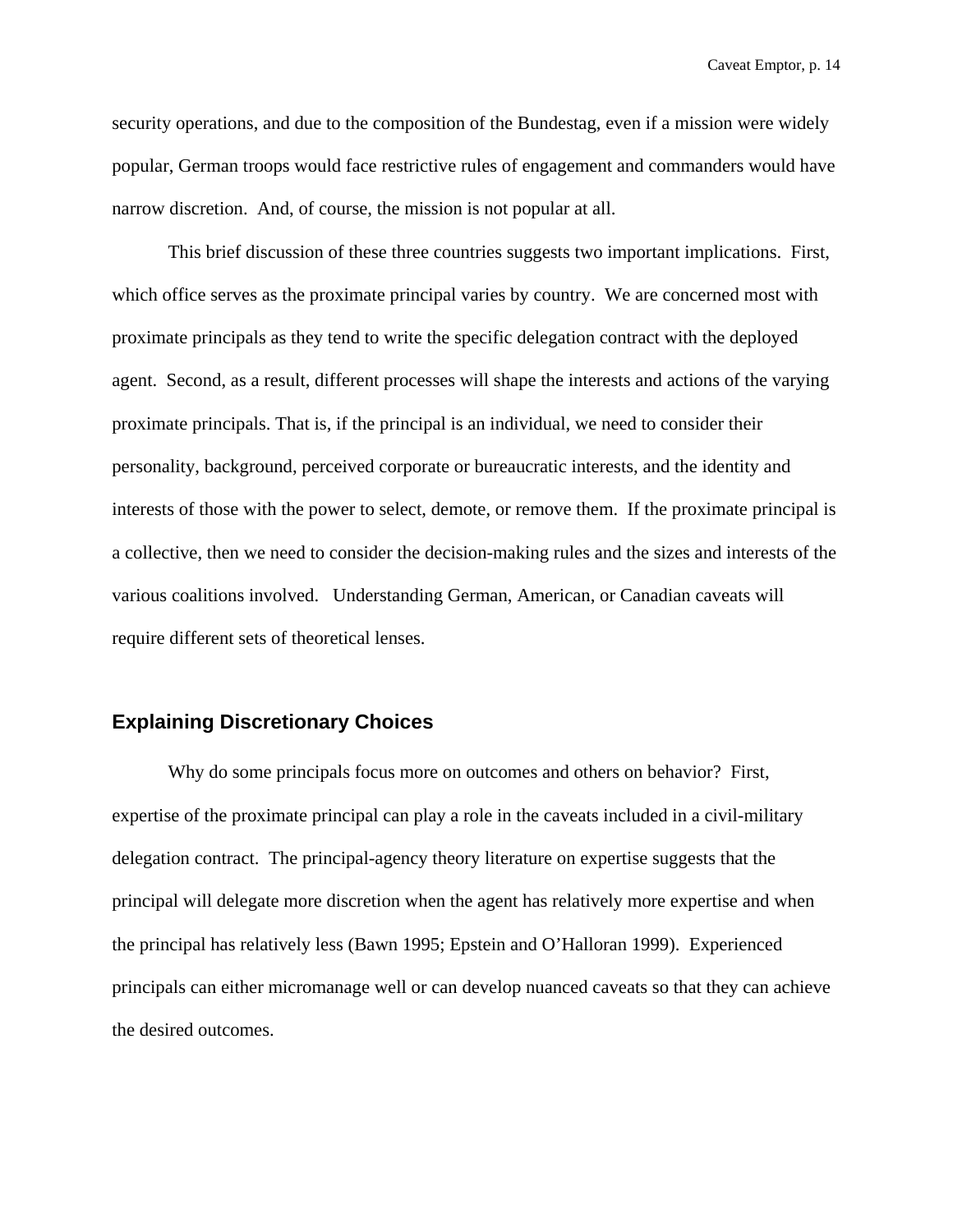security operations, and due to the composition of the Bundestag, even if a mission were widely popular, German troops would face restrictive rules of engagement and commanders would have narrow discretion. And, of course, the mission is not popular at all.

This brief discussion of these three countries suggests two important implications. First, which office serves as the proximate principal varies by country. We are concerned most with proximate principals as they tend to write the specific delegation contract with the deployed agent. Second, as a result, different processes will shape the interests and actions of the varying proximate principals. That is, if the principal is an individual, we need to consider their personality, background, perceived corporate or bureaucratic interests, and the identity and interests of those with the power to select, demote, or remove them. If the proximate principal is a collective, then we need to consider the decision-making rules and the sizes and interests of the various coalitions involved. Understanding German, American, or Canadian caveats will require different sets of theoretical lenses.

## Explaining Discretionary Choices

Why do some principals focus more on outcomes and others on behavior? First, expertise of the proximate principal can play a role in the caveats included in a civil-military delegation contract. The principal-agency theory literature on expertise suggests that the principal will delegate more discretion when the agent has relatively more expertise and when the principal has relatively less (Bawn 1995; Epstein and O'Halloran 1999). Experienced principals can either micromanage well or can develop nuanced caveats so that they can achieve the desired outcomes.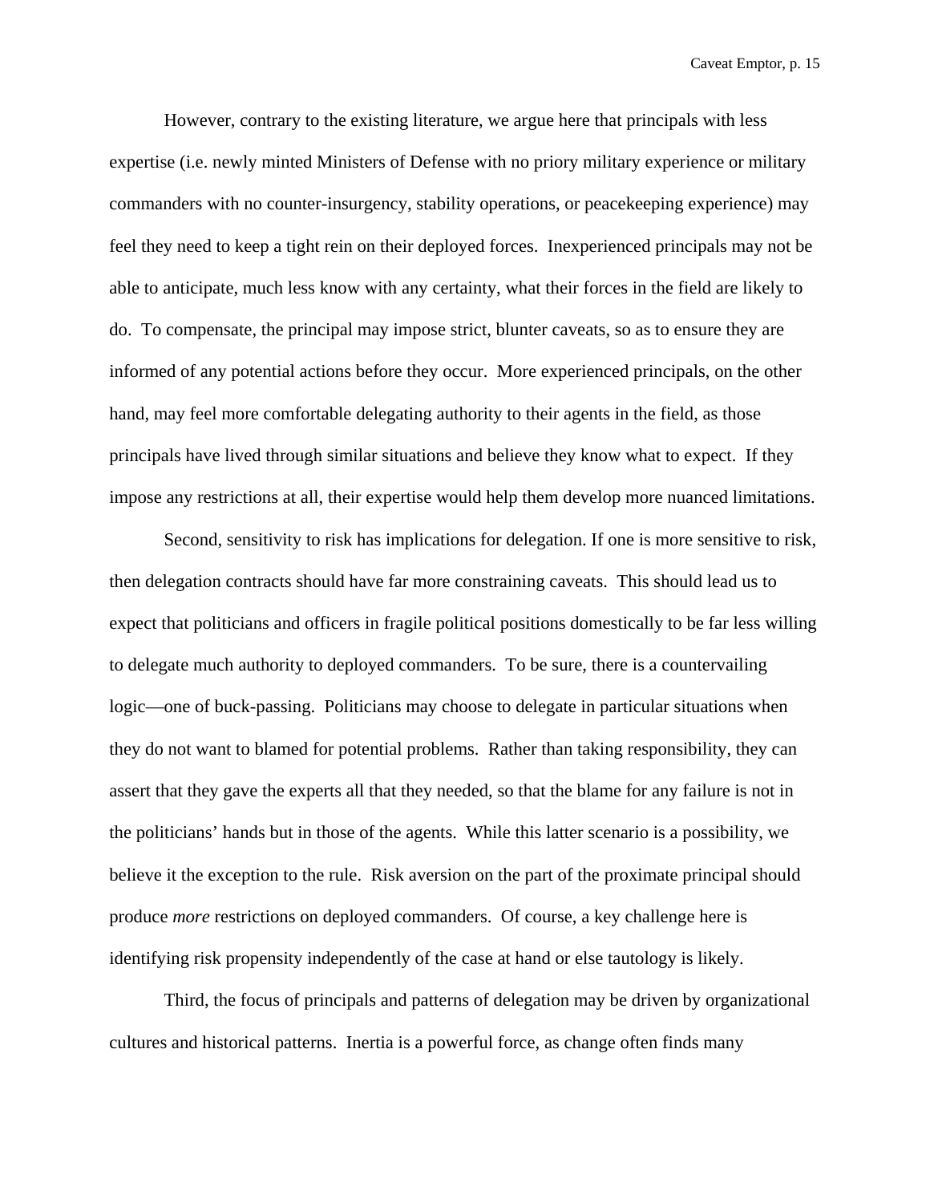However, contrary to the existing literature, we argue here that principals with less expertise (i.e. newly minted Ministers of Defense with no priory military experience or military commanders with no counter-insurgency, stability operations, or peacekeeping experience) may feel they need to keep a tight rein on their deployed forces. Inexperienced principals may not be able to anticipate, much less know with any certainty, what their forces in the field are likely to do. To compensate, the principal may impose strict, blunter caveats, so as to ensure they are informed of any potential actions before they occur. More experienced principals, on the other hand, may feel more comfortable delegating authority to their agents in the field, as those principals have lived through similar situations and believe they know what to expect. If they impose any restrictions at all, their expertise would help them develop more nuanced limitations.

Second, sensitivity to risk has implications for delegation. If one is more sensitive to risk, then delegation contracts should have far more constraining caveats. This should lead us to expect that politicians and officers in fragile political positions domestically to be far less willing to delegate much authority to deployed commanders. To be sure, there is a countervailing logic—one of buck-passing. Politicians may choose to delegate in particular situations when they do not want to blamed for potential problems. Rather than taking responsibility, they can assert that they gave the experts all that they needed, so that the blame for any failure is not in the politicians' hands but in those of the agents. While this latter scenario is a possibility, we believe it the exception to the rule. Risk aversion on the part of the proximate principal should produce *more* restrictions on deployed commanders. Of course, a key challenge here is identifying risk propensity independently of the case at hand or else tautology is likely.

Third, the focus of principals and patterns of delegation may be driven by organizational cultures and historical patterns. Inertia is a powerful force, as change often finds many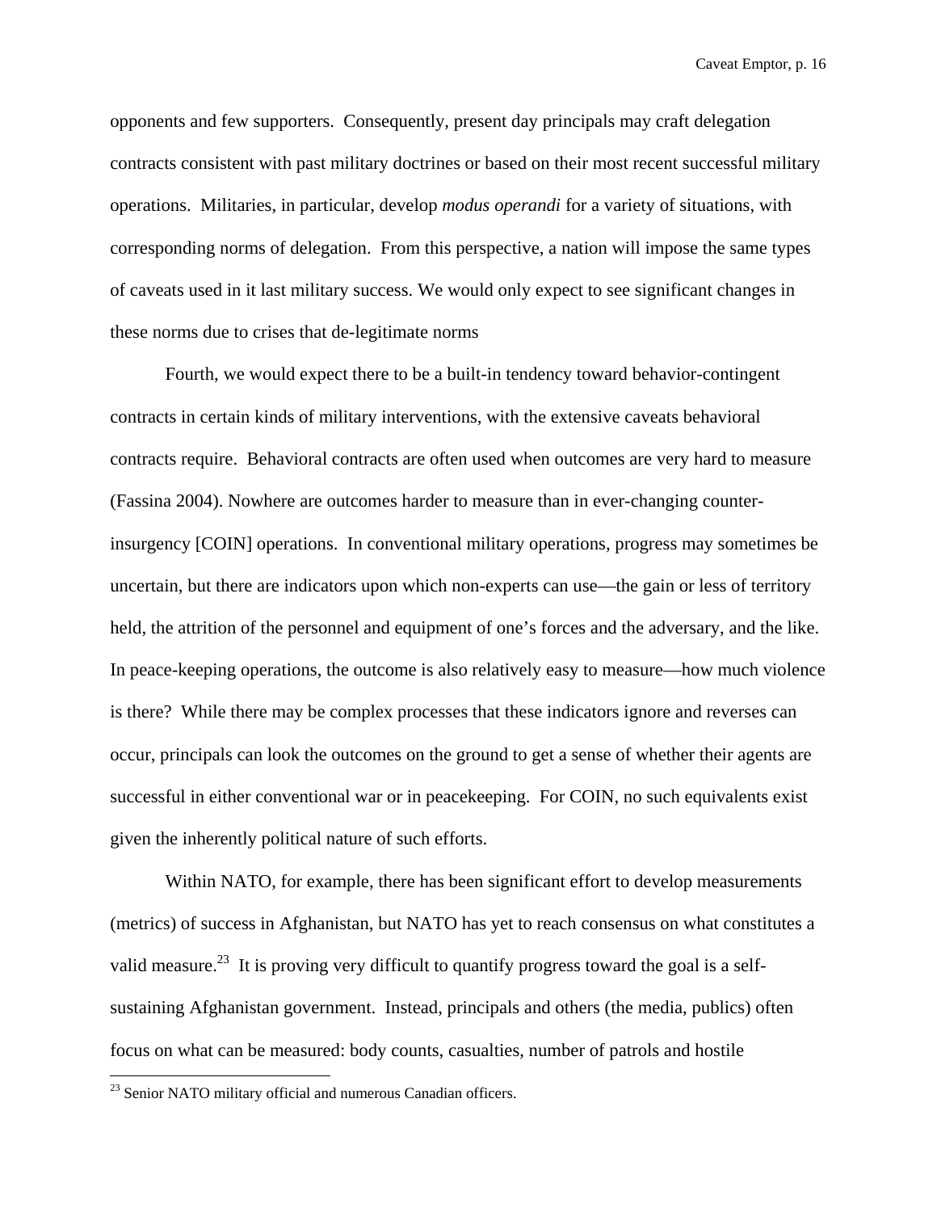opponents and few supporters. Consequently, present day principals may craft delegation contracts consistent with past military doctrines or based on their most recent successful military operations. Militaries, in particular, develop *modus operandi* for a variety of situations, with corresponding norms of delegation. From this perspective, a nation will impose the same types of caveats used in it last military success. We would only expect to see significant changes in these norms due to crises that de-legitimate norms

Fourth, we would expect there to be a built-in tendency toward behavior-contingent contracts in certain kinds of military interventions, with the extensive caveats behavioral contracts require. Behavioral contracts are often used when outcomes are very hard to measure (Fassina 2004). Nowhere are outcomes harder to measure than in ever-changing counter-insurgency [COIN] operations. In conventional military operations, progress may sometimes be uncertain, but there are indicators upon which non-experts can use—the gain or less of territory held, the attrition of the personnel and equipment of one's forces and the adversary, and the like. In peace-keeping operations, the outcome is also relatively easy to measure—how much violence is there? While there may be complex processes that these indicators ignore and reverses can occur, principals can look the outcomes on the ground to get a sense of whether their agents are successful in either conventional war or in peacekeeping. For COIN, no such equivalents exist given the inherently political nature of such efforts.

Within NATO, for example, there has been significant effort to develop measurements (metrics) of success in Afghanistan, but NATO has yet to reach consensus on what constitutes a valid measure.[23] It is proving very difficult to quantify progress toward the goal is a self-sustaining Afghanistan government. Instead, principals and others (the media, publics) often focus on what can be measured: body counts, casualties, number of patrols and hostile

[23] Senior NATO military official and numerous Canadian officers.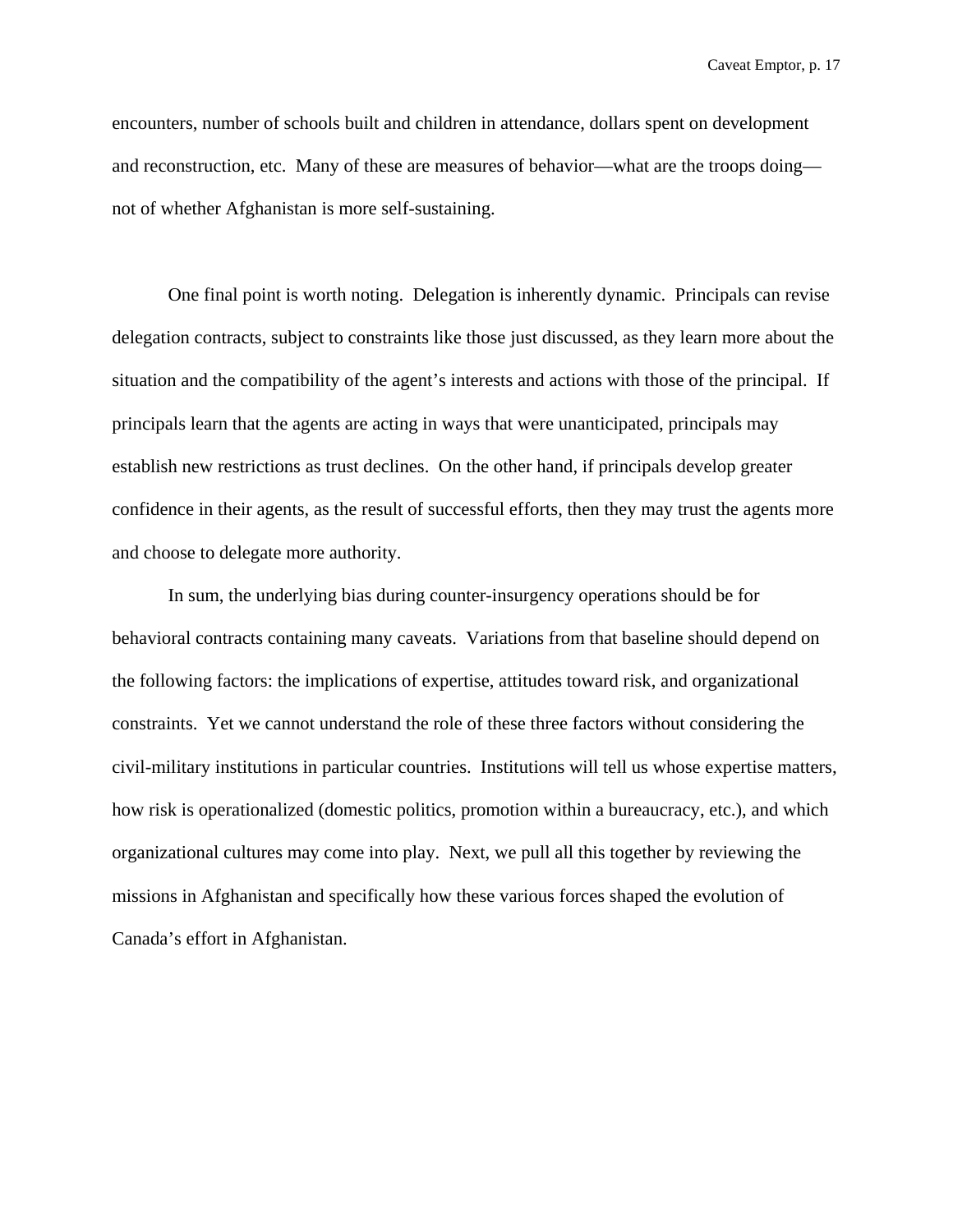encounters, number of schools built and children in attendance, dollars spent on development and reconstruction, etc. Many of these are measures of behavior—what are the troops doing—not of whether Afghanistan is more self-sustaining.

One final point is worth noting. Delegation is inherently dynamic. Principals can revise delegation contracts, subject to constraints like those just discussed, as they learn more about the situation and the compatibility of the agent's interests and actions with those of the principal. If principals learn that the agents are acting in ways that were unanticipated, principals may establish new restrictions as trust declines. On the other hand, if principals develop greater confidence in their agents, as the result of successful efforts, then they may trust the agents more and choose to delegate more authority.

In sum, the underlying bias during counter-insurgency operations should be for behavioral contracts containing many caveats. Variations from that baseline should depend on the following factors: the implications of expertise, attitudes toward risk, and organizational constraints. Yet we cannot understand the role of these three factors without considering the civil-military institutions in particular countries. Institutions will tell us whose expertise matters, how risk is operationalized (domestic politics, promotion within a bureaucracy, etc.), and which organizational cultures may come into play. Next, we pull all this together by reviewing the missions in Afghanistan and specifically how these various forces shaped the evolution of Canada's effort in Afghanistan.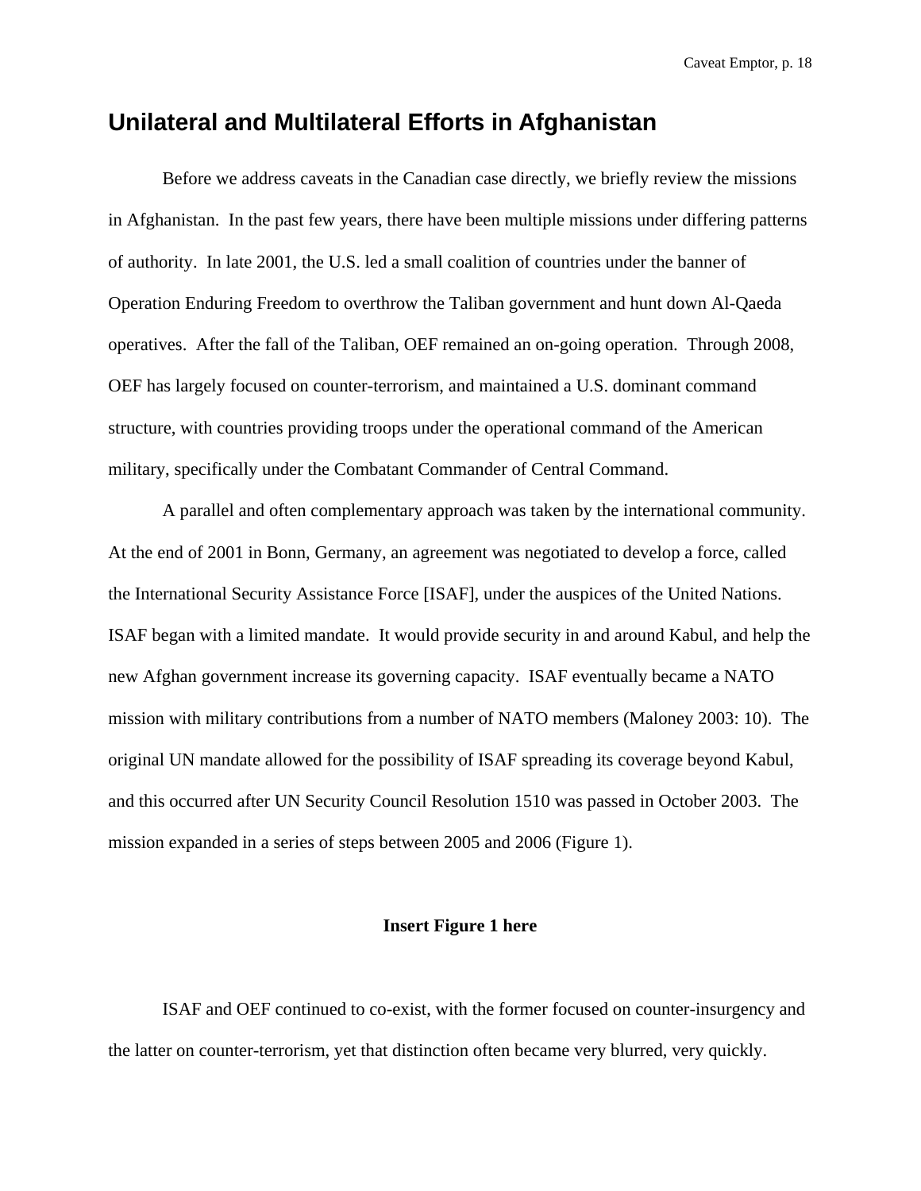## Unilateral and Multilateral Efforts in Afghanistan

Before we address caveats in the Canadian case directly, we briefly review the missions in Afghanistan. In the past few years, there have been multiple missions under differing patterns of authority. In late 2001, the U.S. led a small coalition of countries under the banner of Operation Enduring Freedom to overthrow the Taliban government and hunt down Al-Qaeda operatives. After the fall of the Taliban, OEF remained an on-going operation. Through 2008, OEF has largely focused on counter-terrorism, and maintained a U.S. dominant command structure, with countries providing troops under the operational command of the American military, specifically under the Combatant Commander of Central Command.

A parallel and often complementary approach was taken by the international community. At the end of 2001 in Bonn, Germany, an agreement was negotiated to develop a force, called the International Security Assistance Force [ISAF], under the auspices of the United Nations. ISAF began with a limited mandate. It would provide security in and around Kabul, and help the new Afghan government increase its governing capacity. ISAF eventually became a NATO mission with military contributions from a number of NATO members (Maloney 2003: 10). The original UN mandate allowed for the possibility of ISAF spreading its coverage beyond Kabul, and this occurred after UN Security Council Resolution 1510 was passed in October 2003. The mission expanded in a series of steps between 2005 and 2006 (Figure 1).

**Insert Figure 1 here**

ISAF and OEF continued to co-exist, with the former focused on counter-insurgency and the latter on counter-terrorism, yet that distinction often became very blurred, very quickly.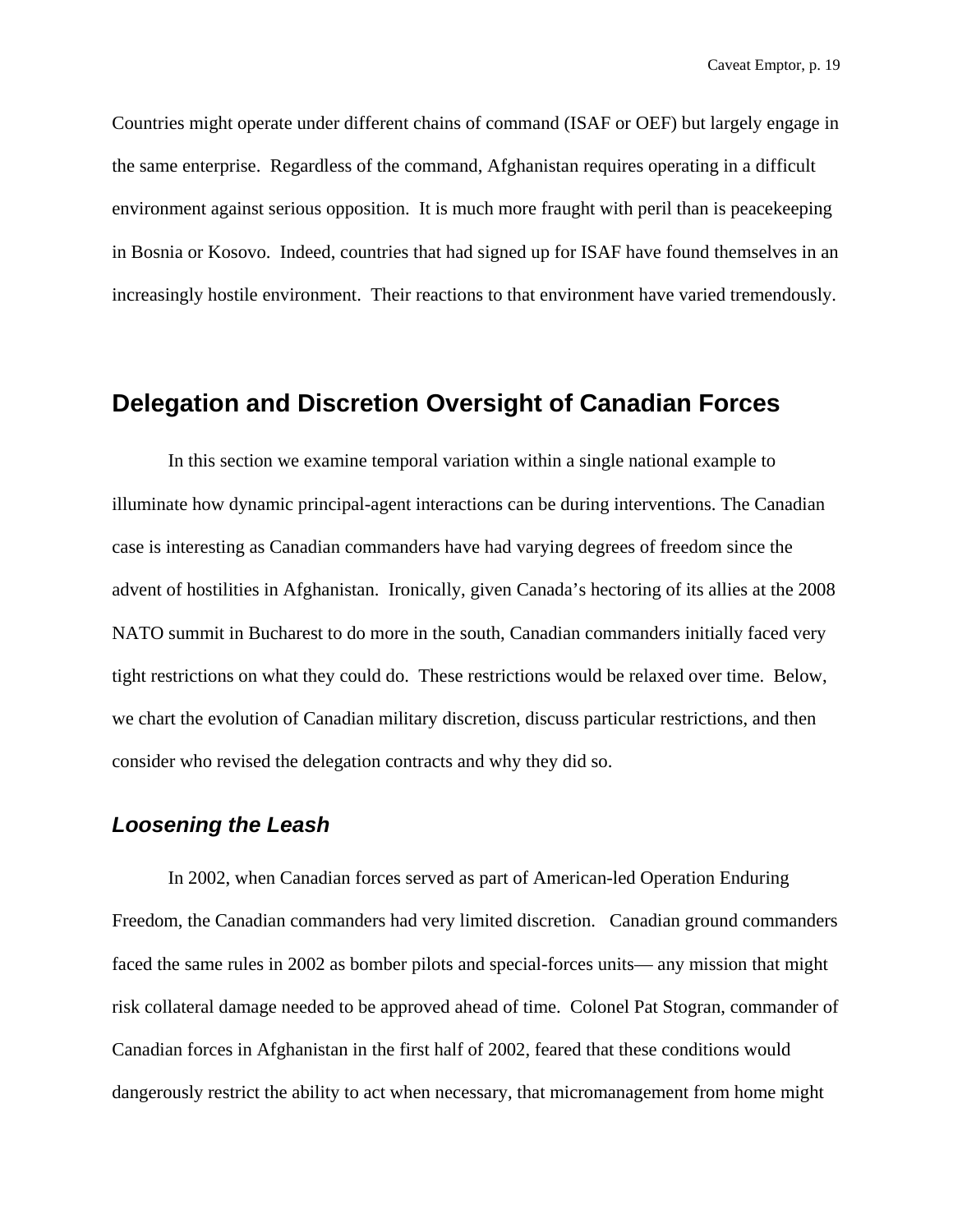Countries might operate under different chains of command (ISAF or OEF) but largely engage in the same enterprise. Regardless of the command, Afghanistan requires operating in a difficult environment against serious opposition. It is much more fraught with peril than is peacekeeping in Bosnia or Kosovo. Indeed, countries that had signed up for ISAF have found themselves in an increasingly hostile environment. Their reactions to that environment have varied tremendously.

## Delegation and Discretion Oversight of Canadian Forces

In this section we examine temporal variation within a single national example to illuminate how dynamic principal-agent interactions can be during interventions. The Canadian case is interesting as Canadian commanders have had varying degrees of freedom since the advent of hostilities in Afghanistan. Ironically, given Canada's hectoring of its allies at the 2008 NATO summit in Bucharest to do more in the south, Canadian commanders initially faced very tight restrictions on what they could do. These restrictions would be relaxed over time. Below, we chart the evolution of Canadian military discretion, discuss particular restrictions, and then consider who revised the delegation contracts and why they did so.

### *Loosening the Leash*

In 2002, when Canadian forces served as part of American-led Operation Enduring Freedom, the Canadian commanders had very limited discretion. Canadian ground commanders faced the same rules in 2002 as bomber pilots and special-forces units— any mission that might risk collateral damage needed to be approved ahead of time. Colonel Pat Stogran, commander of Canadian forces in Afghanistan in the first half of 2002, feared that these conditions would dangerously restrict the ability to act when necessary, that micromanagement from home might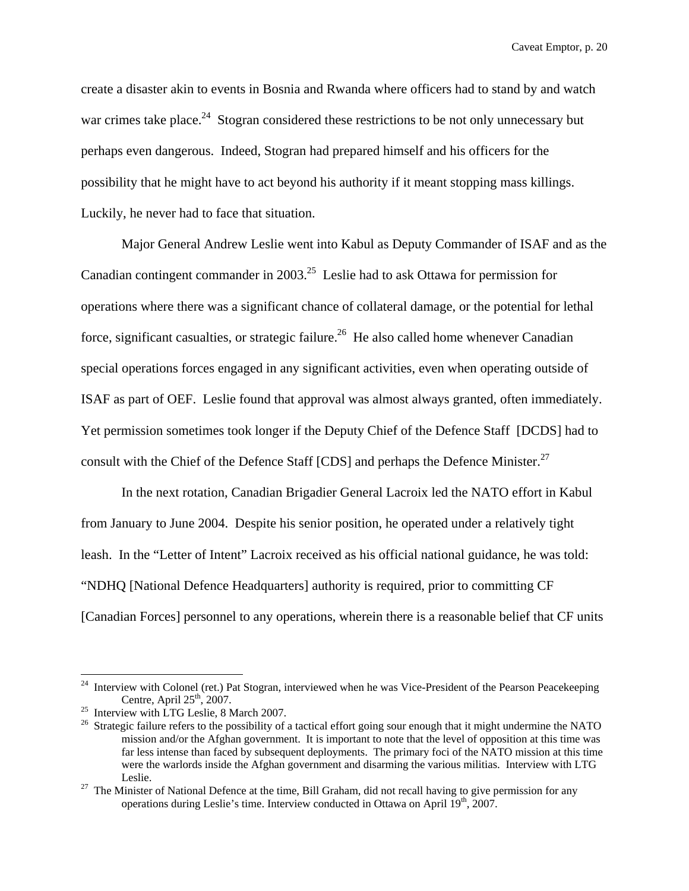create a disaster akin to events in Bosnia and Rwanda where officers had to stand by and watch war crimes take place.[24] Stogran considered these restrictions to be not only unnecessary but perhaps even dangerous. Indeed, Stogran had prepared himself and his officers for the possibility that he might have to act beyond his authority if it meant stopping mass killings. Luckily, he never had to face that situation.

Major General Andrew Leslie went into Kabul as Deputy Commander of ISAF and as the Canadian contingent commander in 2003.[25] Leslie had to ask Ottawa for permission for operations where there was a significant chance of collateral damage, or the potential for lethal force, significant casualties, or strategic failure.[26] He also called home whenever Canadian special operations forces engaged in any significant activities, even when operating outside of ISAF as part of OEF. Leslie found that approval was almost always granted, often immediately. Yet permission sometimes took longer if the Deputy Chief of the Defence Staff [DCDS] had to consult with the Chief of the Defence Staff [CDS] and perhaps the Defence Minister.[27]

In the next rotation, Canadian Brigadier General Lacroix led the NATO effort in Kabul from January to June 2004. Despite his senior position, he operated under a relatively tight leash. In the "Letter of Intent" Lacroix received as his official national guidance, he was told: "NDHQ [National Defence Headquarters] authority is required, prior to committing CF [Canadian Forces] personnel to any operations, wherein there is a reasonable belief that CF units

---

[24] Interview with Colonel (ret.) Pat Stogran, interviewed when he was Vice-President of the Pearson Peacekeeping Centre, April 25th, 2007.

[25] Interview with LTG Leslie, 8 March 2007.

[26] Strategic failure refers to the possibility of a tactical effort going sour enough that it might undermine the NATO mission and/or the Afghan government. It is important to note that the level of opposition at this time was far less intense than faced by subsequent deployments. The primary foci of the NATO mission at this time were the warlords inside the Afghan government and disarming the various militias. Interview with LTG Leslie.

[27] The Minister of National Defence at the time, Bill Graham, did not recall having to give permission for any operations during Leslie's time. Interview conducted in Ottawa on April 19th, 2007.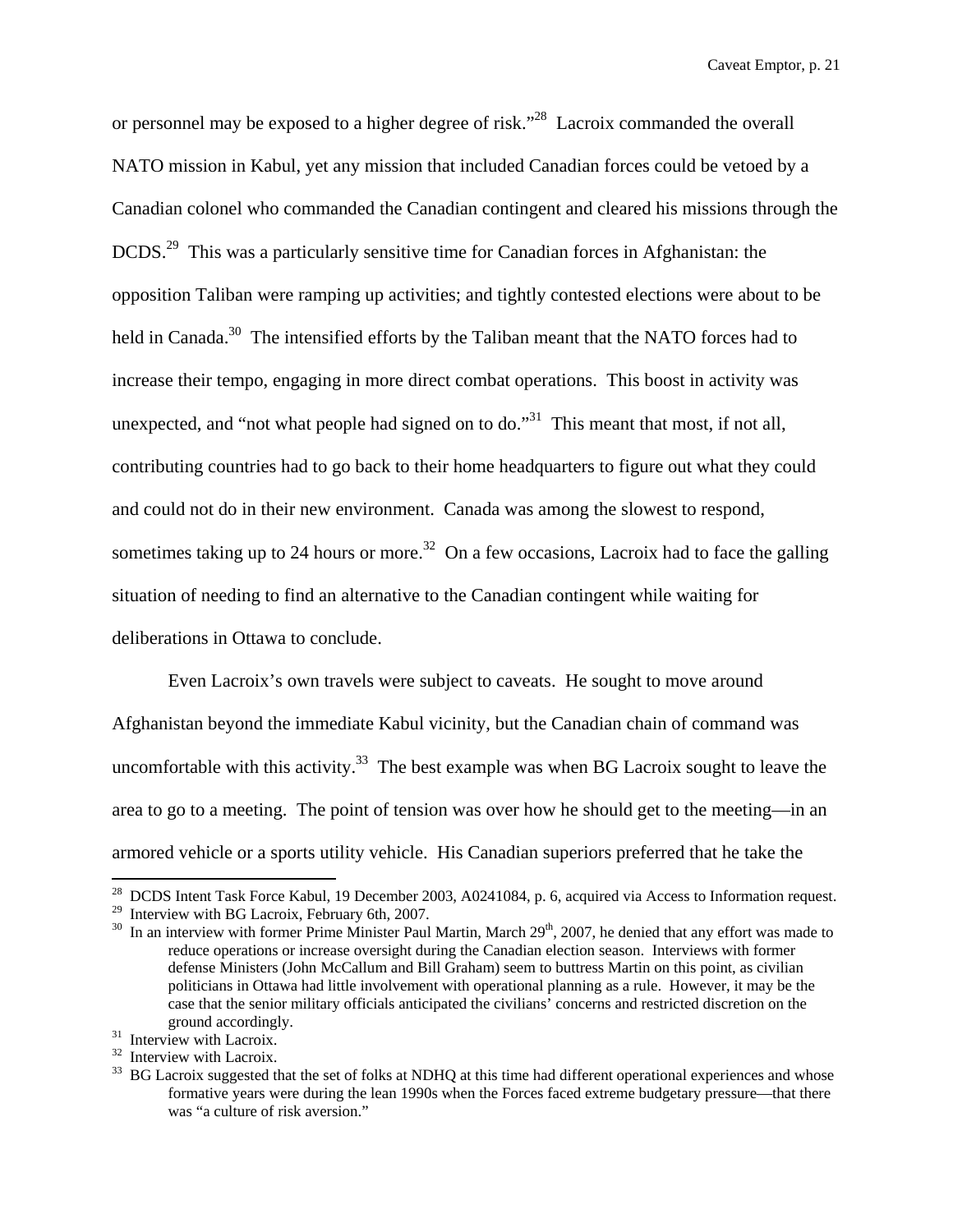or personnel may be exposed to a higher degree of risk."[28] Lacroix commanded the overall NATO mission in Kabul, yet any mission that included Canadian forces could be vetoed by a Canadian colonel who commanded the Canadian contingent and cleared his missions through the DCDS.[29] This was a particularly sensitive time for Canadian forces in Afghanistan: the opposition Taliban were ramping up activities; and tightly contested elections were about to be held in Canada.[30] The intensified efforts by the Taliban meant that the NATO forces had to increase their tempo, engaging in more direct combat operations. This boost in activity was unexpected, and "not what people had signed on to do."[31] This meant that most, if not all, contributing countries had to go back to their home headquarters to figure out what they could and could not do in their new environment. Canada was among the slowest to respond, sometimes taking up to 24 hours or more.[32] On a few occasions, Lacroix had to face the galling situation of needing to find an alternative to the Canadian contingent while waiting for deliberations in Ottawa to conclude.

Even Lacroix's own travels were subject to caveats. He sought to move around Afghanistan beyond the immediate Kabul vicinity, but the Canadian chain of command was uncomfortable with this activity.[33] The best example was when BG Lacroix sought to leave the area to go to a meeting. The point of tension was over how he should get to the meeting—in an armored vehicle or a sports utility vehicle. His Canadian superiors preferred that he take the

---

[28] DCDS Intent Task Force Kabul, 19 December 2003, A0241084, p. 6, acquired via Access to Information request.

[29] Interview with BG Lacroix, February 6th, 2007.

[30] In an interview with former Prime Minister Paul Martin, March 29th, 2007, he denied that any effort was made to reduce operations or increase oversight during the Canadian election season. Interviews with former defense Ministers (John McCallum and Bill Graham) seem to buttress Martin on this point, as civilian politicians in Ottawa had little involvement with operational planning as a rule. However, it may be the case that the senior military officials anticipated the civilians' concerns and restricted discretion on the ground accordingly.

[31] Interview with Lacroix.

[32] Interview with Lacroix.

[33] BG Lacroix suggested that the set of folks at NDHQ at this time had different operational experiences and whose formative years were during the lean 1990s when the Forces faced extreme budgetary pressure—that there was "a culture of risk aversion."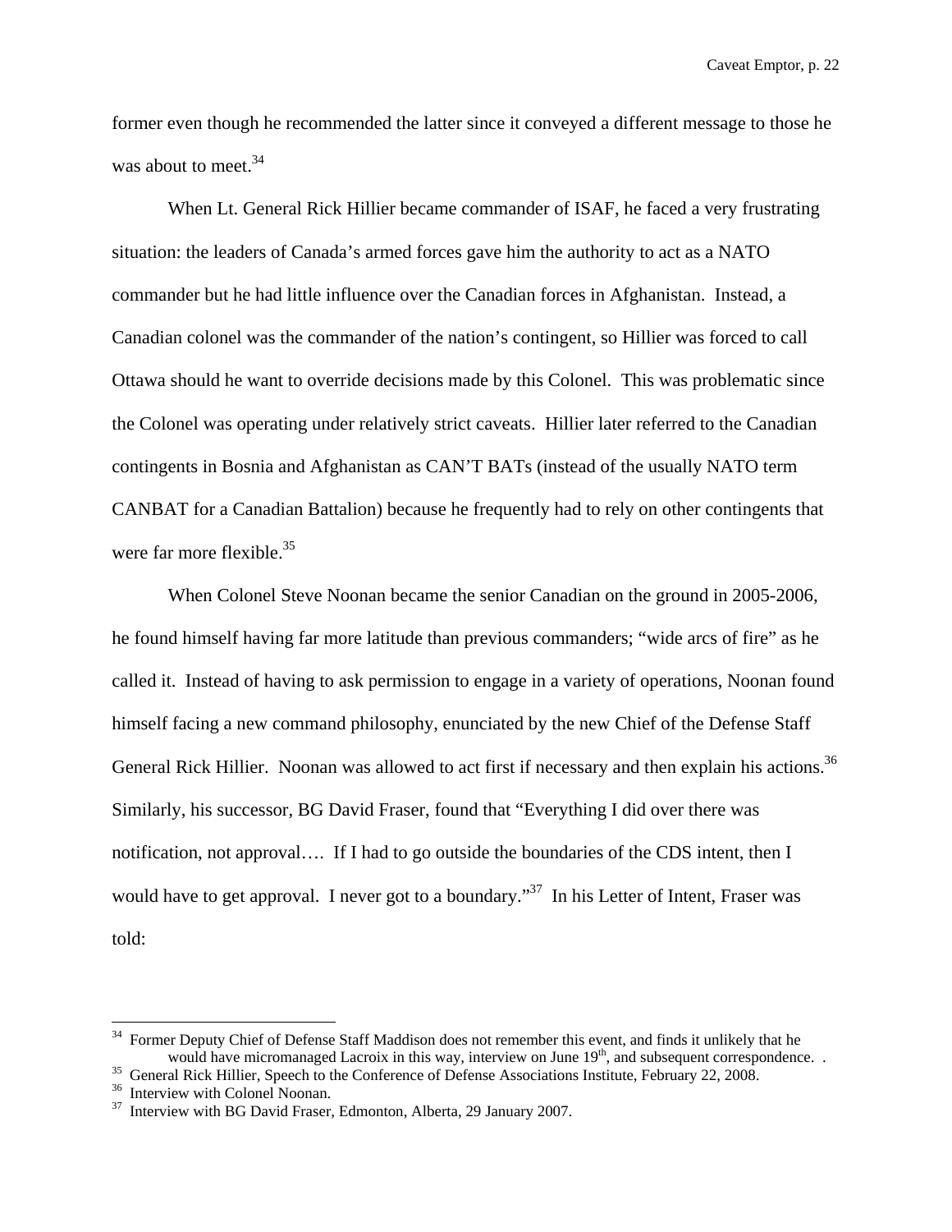former even though he recommended the latter since it conveyed a different message to those he was about to meet.[34]

When Lt. General Rick Hillier became commander of ISAF, he faced a very frustrating situation: the leaders of Canada's armed forces gave him the authority to act as a NATO commander but he had little influence over the Canadian forces in Afghanistan. Instead, a Canadian colonel was the commander of the nation's contingent, so Hillier was forced to call Ottawa should he want to override decisions made by this Colonel. This was problematic since the Colonel was operating under relatively strict caveats. Hillier later referred to the Canadian contingents in Bosnia and Afghanistan as CAN'T BATs (instead of the usually NATO term CANBAT for a Canadian Battalion) because he frequently had to rely on other contingents that were far more flexible.[35]

When Colonel Steve Noonan became the senior Canadian on the ground in 2005-2006, he found himself having far more latitude than previous commanders; "wide arcs of fire" as he called it. Instead of having to ask permission to engage in a variety of operations, Noonan found himself facing a new command philosophy, enunciated by the new Chief of the Defense Staff General Rick Hillier. Noonan was allowed to act first if necessary and then explain his actions.[36] Similarly, his successor, BG David Fraser, found that "Everything I did over there was notification, not approval…. If I had to go outside the boundaries of the CDS intent, then I would have to get approval. I never got to a boundary."[37] In his Letter of Intent, Fraser was told:

---

[34] Former Deputy Chief of Defense Staff Maddison does not remember this event, and finds it unlikely that he would have micromanaged Lacroix in this way, interview on June 19th, and subsequent correspondence. .

[35] General Rick Hillier, Speech to the Conference of Defense Associations Institute, February 22, 2008.

[36] Interview with Colonel Noonan.

[37] Interview with BG David Fraser, Edmonton, Alberta, 29 January 2007.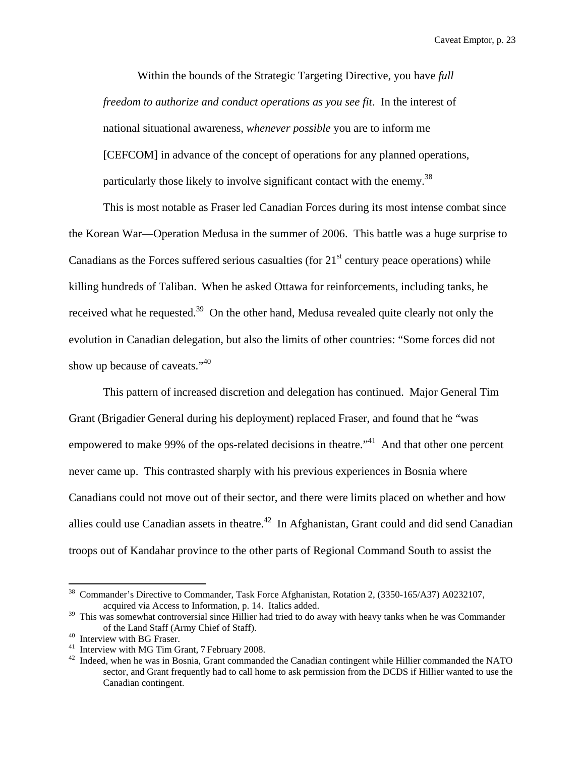> Within the bounds of the Strategic Targeting Directive, you have *full freedom to authorize and conduct operations as you see fit*. In the interest of national situational awareness, *whenever possible* you are to inform me [CEFCOM] in advance of the concept of operations for any planned operations, particularly those likely to involve significant contact with the enemy.[38]

This is most notable as Fraser led Canadian Forces during its most intense combat since the Korean War—Operation Medusa in the summer of 2006. This battle was a huge surprise to Canadians as the Forces suffered serious casualties (for 21st century peace operations) while killing hundreds of Taliban. When he asked Ottawa for reinforcements, including tanks, he received what he requested.[39] On the other hand, Medusa revealed quite clearly not only the evolution in Canadian delegation, but also the limits of other countries: "Some forces did not show up because of caveats."[40]

This pattern of increased discretion and delegation has continued. Major General Tim Grant (Brigadier General during his deployment) replaced Fraser, and found that he "was empowered to make 99% of the ops-related decisions in theatre."[41] And that other one percent never came up. This contrasted sharply with his previous experiences in Bosnia where Canadians could not move out of their sector, and there were limits placed on whether and how allies could use Canadian assets in theatre.[42] In Afghanistan, Grant could and did send Canadian troops out of Kandahar province to the other parts of Regional Command South to assist the

---

[38] Commander's Directive to Commander, Task Force Afghanistan, Rotation 2, (3350-165/A37) A0232107, acquired via Access to Information, p. 14. Italics added.

[39] This was somewhat controversial since Hillier had tried to do away with heavy tanks when he was Commander of the Land Staff (Army Chief of Staff).

[40] Interview with BG Fraser.

[41] Interview with MG Tim Grant, 7 February 2008.

[42] Indeed, when he was in Bosnia, Grant commanded the Canadian contingent while Hillier commanded the NATO sector, and Grant frequently had to call home to ask permission from the DCDS if Hillier wanted to use the Canadian contingent.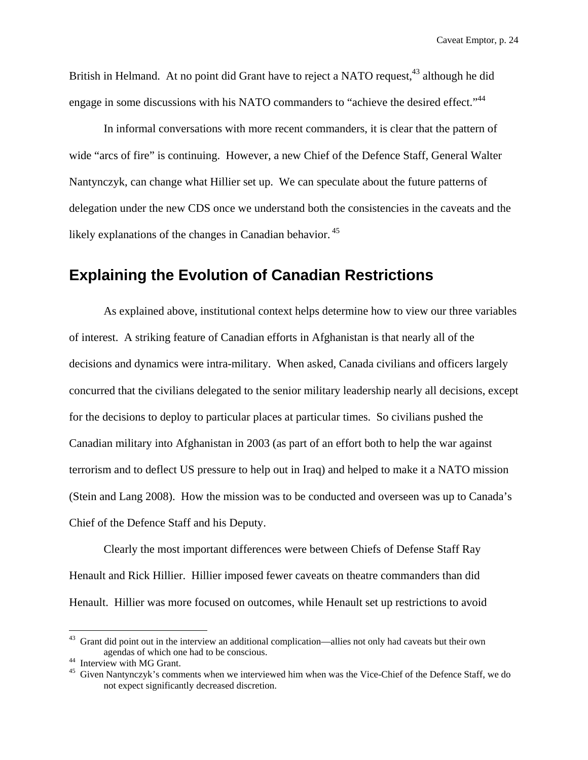British in Helmand. At no point did Grant have to reject a NATO request,[43] although he did engage in some discussions with his NATO commanders to "achieve the desired effect."[44]

In informal conversations with more recent commanders, it is clear that the pattern of wide "arcs of fire" is continuing. However, a new Chief of the Defence Staff, General Walter Nantynczyk, can change what Hillier set up. We can speculate about the future patterns of delegation under the new CDS once we understand both the consistencies in the caveats and the likely explanations of the changes in Canadian behavior.[45]

## Explaining the Evolution of Canadian Restrictions

As explained above, institutional context helps determine how to view our three variables of interest. A striking feature of Canadian efforts in Afghanistan is that nearly all of the decisions and dynamics were intra-military. When asked, Canada civilians and officers largely concurred that the civilians delegated to the senior military leadership nearly all decisions, except for the decisions to deploy to particular places at particular times. So civilians pushed the Canadian military into Afghanistan in 2003 (as part of an effort both to help the war against terrorism and to deflect US pressure to help out in Iraq) and helped to make it a NATO mission (Stein and Lang 2008). How the mission was to be conducted and overseen was up to Canada's Chief of the Defence Staff and his Deputy.

Clearly the most important differences were between Chiefs of Defense Staff Ray Henault and Rick Hillier. Hillier imposed fewer caveats on theatre commanders than did Henault. Hillier was more focused on outcomes, while Henault set up restrictions to avoid

---

[43] Grant did point out in the interview an additional complication—allies not only had caveats but their own agendas of which one had to be conscious.

[44] Interview with MG Grant.

[45] Given Nantynczyk's comments when we interviewed him when was the Vice-Chief of the Defence Staff, we do not expect significantly decreased discretion.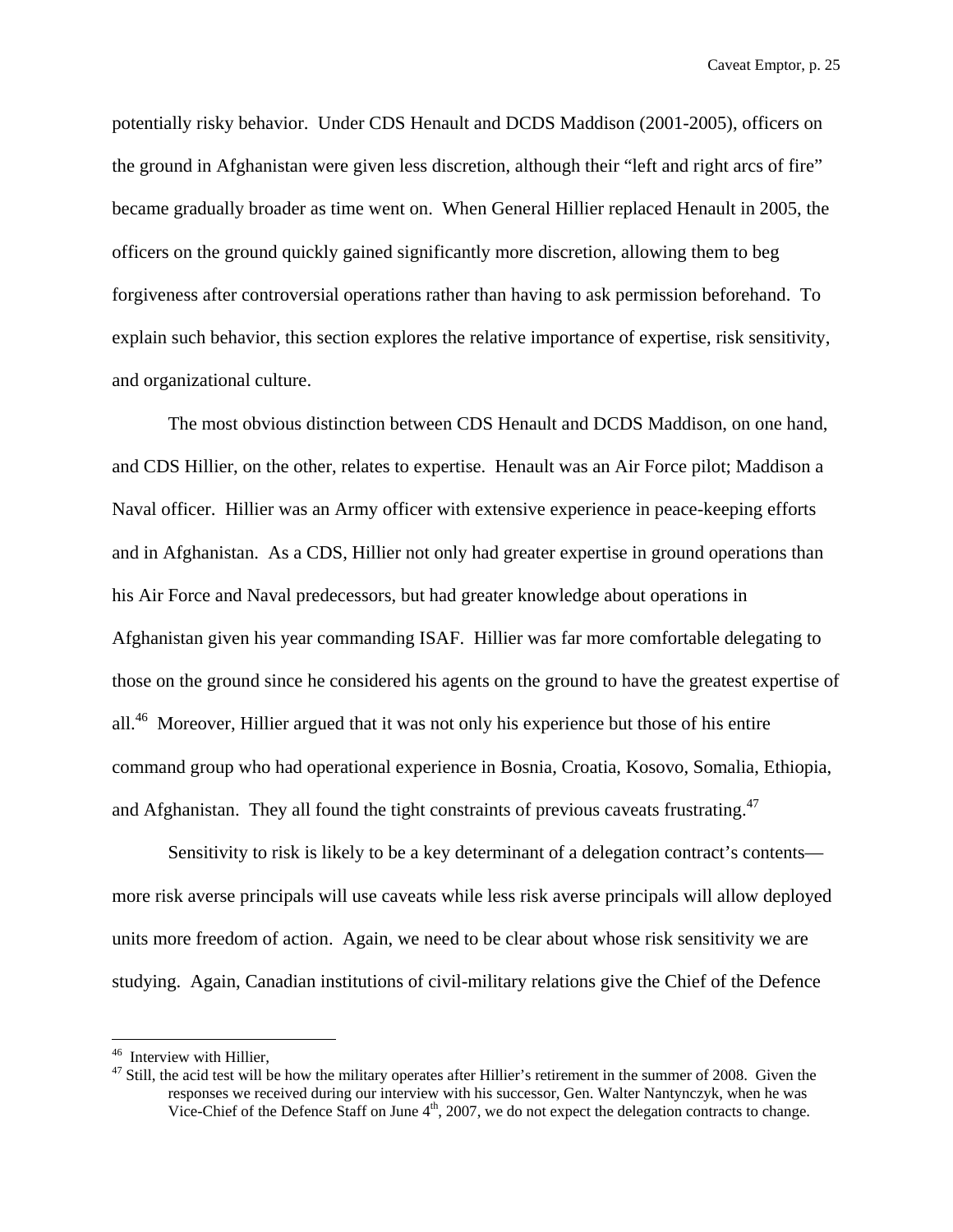potentially risky behavior. Under CDS Henault and DCDS Maddison (2001-2005), officers on the ground in Afghanistan were given less discretion, although their "left and right arcs of fire" became gradually broader as time went on. When General Hillier replaced Henault in 2005, the officers on the ground quickly gained significantly more discretion, allowing them to beg forgiveness after controversial operations rather than having to ask permission beforehand. To explain such behavior, this section explores the relative importance of expertise, risk sensitivity, and organizational culture.

The most obvious distinction between CDS Henault and DCDS Maddison, on one hand, and CDS Hillier, on the other, relates to expertise. Henault was an Air Force pilot; Maddison a Naval officer. Hillier was an Army officer with extensive experience in peace-keeping efforts and in Afghanistan. As a CDS, Hillier not only had greater expertise in ground operations than his Air Force and Naval predecessors, but had greater knowledge about operations in Afghanistan given his year commanding ISAF. Hillier was far more comfortable delegating to those on the ground since he considered his agents on the ground to have the greatest expertise of all.[46] Moreover, Hillier argued that it was not only his experience but those of his entire command group who had operational experience in Bosnia, Croatia, Kosovo, Somalia, Ethiopia, and Afghanistan. They all found the tight constraints of previous caveats frustrating.[47]

Sensitivity to risk is likely to be a key determinant of a delegation contract's contents—more risk averse principals will use caveats while less risk averse principals will allow deployed units more freedom of action. Again, we need to be clear about whose risk sensitivity we are studying. Again, Canadian institutions of civil-military relations give the Chief of the Defence

---

[46] Interview with Hillier,

[47] Still, the acid test will be how the military operates after Hillier's retirement in the summer of 2008. Given the responses we received during our interview with his successor, Gen. Walter Nantynczyk, when he was Vice-Chief of the Defence Staff on June 4th, 2007, we do not expect the delegation contracts to change.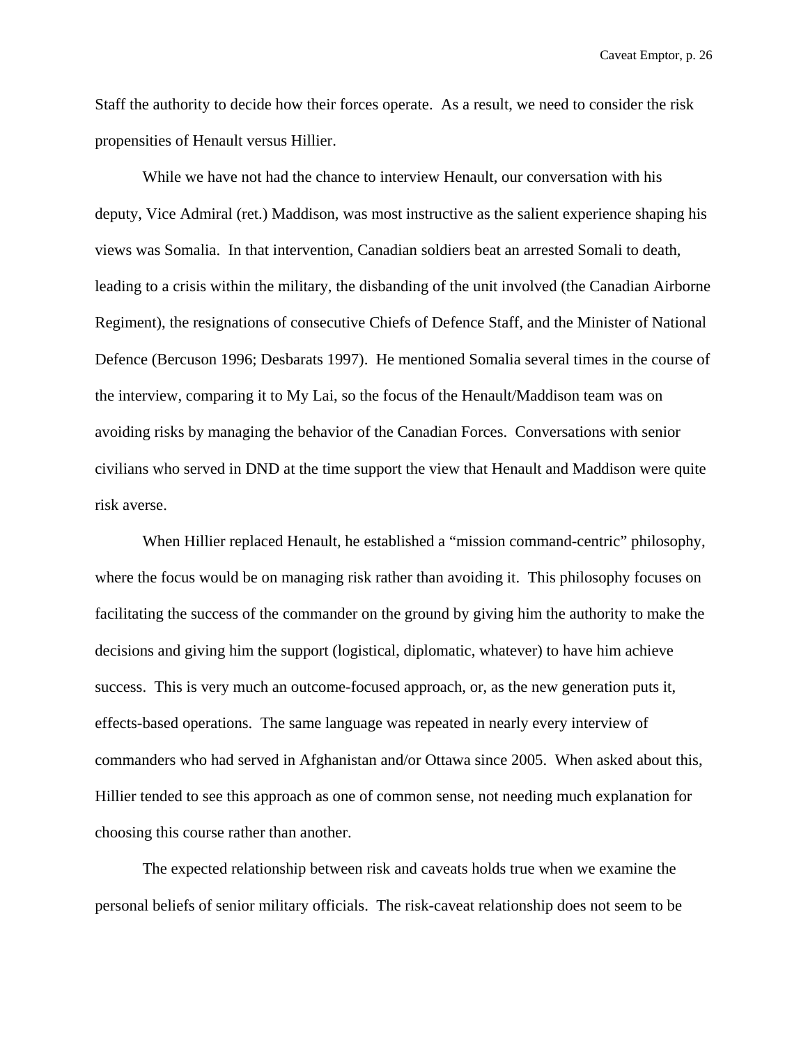Staff the authority to decide how their forces operate. As a result, we need to consider the risk propensities of Henault versus Hillier.

While we have not had the chance to interview Henault, our conversation with his deputy, Vice Admiral (ret.) Maddison, was most instructive as the salient experience shaping his views was Somalia. In that intervention, Canadian soldiers beat an arrested Somali to death, leading to a crisis within the military, the disbanding of the unit involved (the Canadian Airborne Regiment), the resignations of consecutive Chiefs of Defence Staff, and the Minister of National Defence (Bercuson 1996; Desbarats 1997). He mentioned Somalia several times in the course of the interview, comparing it to My Lai, so the focus of the Henault/Maddison team was on avoiding risks by managing the behavior of the Canadian Forces. Conversations with senior civilians who served in DND at the time support the view that Henault and Maddison were quite risk averse.

When Hillier replaced Henault, he established a "mission command-centric" philosophy, where the focus would be on managing risk rather than avoiding it. This philosophy focuses on facilitating the success of the commander on the ground by giving him the authority to make the decisions and giving him the support (logistical, diplomatic, whatever) to have him achieve success. This is very much an outcome-focused approach, or, as the new generation puts it, effects-based operations. The same language was repeated in nearly every interview of commanders who had served in Afghanistan and/or Ottawa since 2005. When asked about this, Hillier tended to see this approach as one of common sense, not needing much explanation for choosing this course rather than another.

The expected relationship between risk and caveats holds true when we examine the personal beliefs of senior military officials. The risk-caveat relationship does not seem to be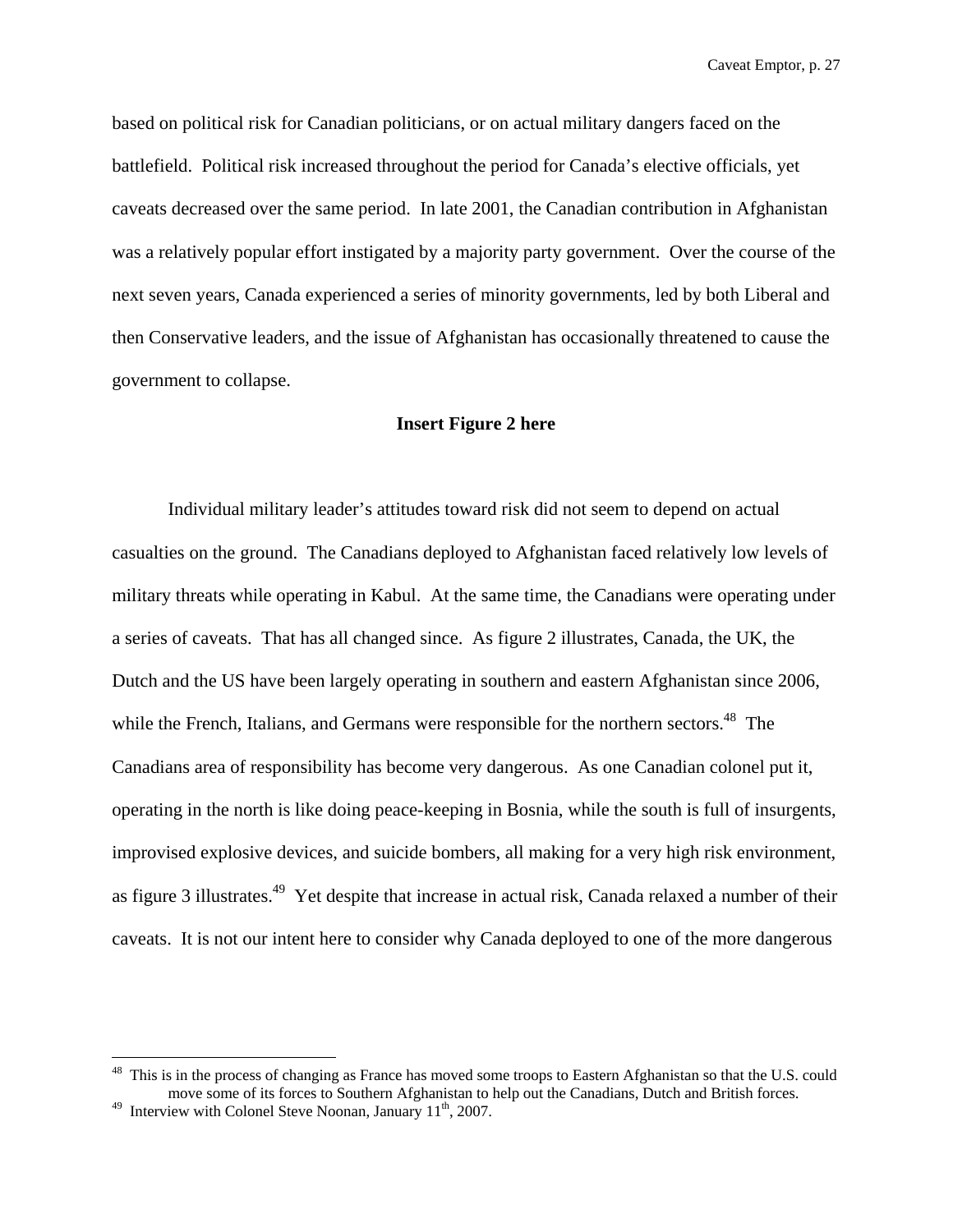based on political risk for Canadian politicians, or on actual military dangers faced on the battlefield. Political risk increased throughout the period for Canada's elective officials, yet caveats decreased over the same period. In late 2001, the Canadian contribution in Afghanistan was a relatively popular effort instigated by a majority party government. Over the course of the next seven years, Canada experienced a series of minority governments, led by both Liberal and then Conservative leaders, and the issue of Afghanistan has occasionally threatened to cause the government to collapse.

**Insert Figure 2 here**

Individual military leader's attitudes toward risk did not seem to depend on actual casualties on the ground. The Canadians deployed to Afghanistan faced relatively low levels of military threats while operating in Kabul. At the same time, the Canadians were operating under a series of caveats. That has all changed since. As figure 2 illustrates, Canada, the UK, the Dutch and the US have been largely operating in southern and eastern Afghanistan since 2006, while the French, Italians, and Germans were responsible for the northern sectors.[48] The Canadians area of responsibility has become very dangerous. As one Canadian colonel put it, operating in the north is like doing peace-keeping in Bosnia, while the south is full of insurgents, improvised explosive devices, and suicide bombers, all making for a very high risk environment, as figure 3 illustrates.[49] Yet despite that increase in actual risk, Canada relaxed a number of their caveats. It is not our intent here to consider why Canada deployed to one of the more dangerous

[48] This is in the process of changing as France has moved some troops to Eastern Afghanistan so that the U.S. could move some of its forces to Southern Afghanistan to help out the Canadians, Dutch and British forces.

[49] Interview with Colonel Steve Noonan, January 11th, 2007.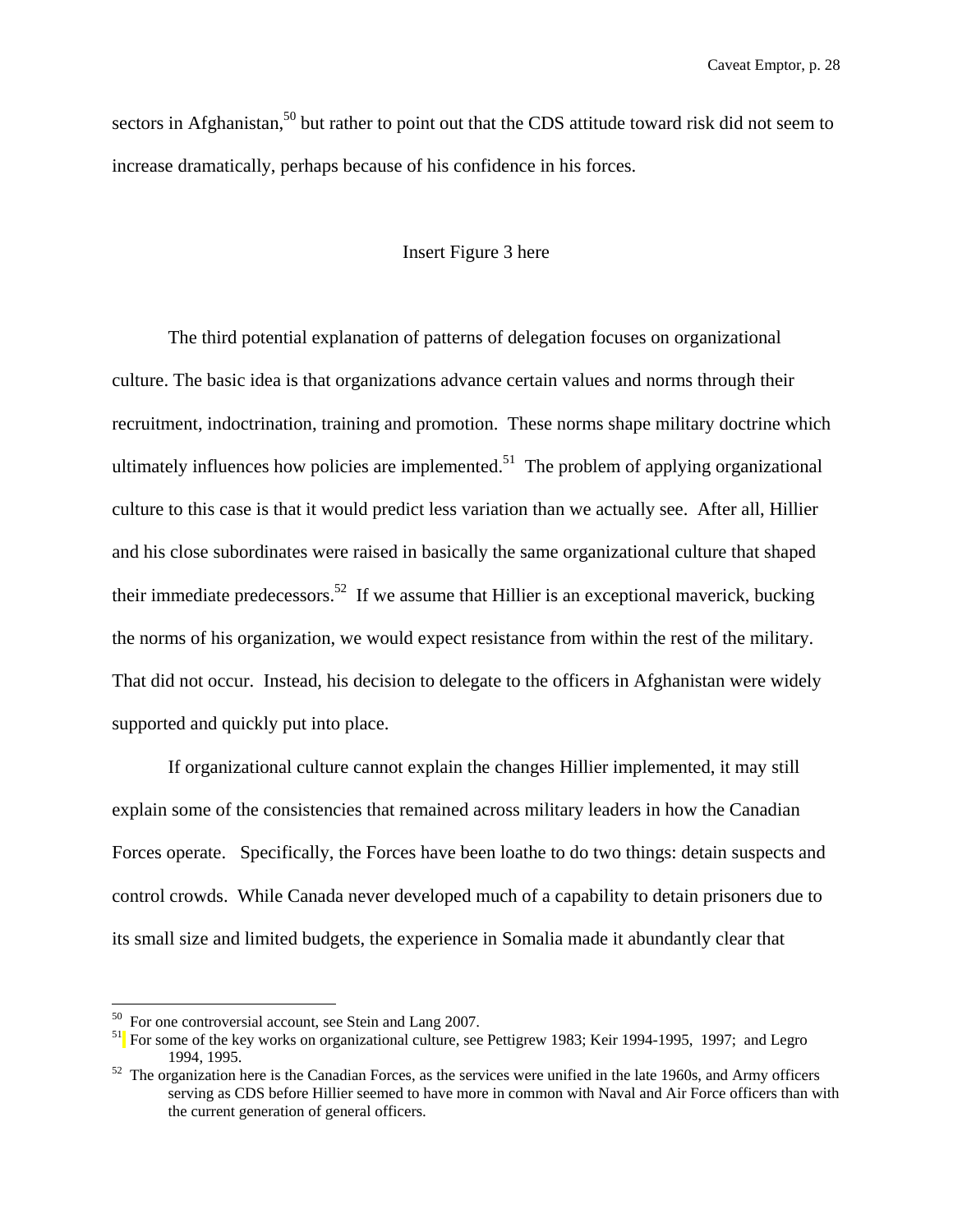sectors in Afghanistan,[50] but rather to point out that the CDS attitude toward risk did not seem to increase dramatically, perhaps because of his confidence in his forces.

Insert Figure 3 here

The third potential explanation of patterns of delegation focuses on organizational culture. The basic idea is that organizations advance certain values and norms through their recruitment, indoctrination, training and promotion. These norms shape military doctrine which ultimately influences how policies are implemented.[51] The problem of applying organizational culture to this case is that it would predict less variation than we actually see. After all, Hillier and his close subordinates were raised in basically the same organizational culture that shaped their immediate predecessors.[52] If we assume that Hillier is an exceptional maverick, bucking the norms of his organization, we would expect resistance from within the rest of the military. That did not occur. Instead, his decision to delegate to the officers in Afghanistan were widely supported and quickly put into place.

If organizational culture cannot explain the changes Hillier implemented, it may still explain some of the consistencies that remained across military leaders in how the Canadian Forces operate. Specifically, the Forces have been loathe to do two things: detain suspects and control crowds. While Canada never developed much of a capability to detain prisoners due to its small size and limited budgets, the experience in Somalia made it abundantly clear that

---

[50] For one controversial account, see Stein and Lang 2007.

[51] For some of the key works on organizational culture, see Pettigrew 1983; Keir 1994-1995, 1997; and Legro 1994, 1995.

[52] The organization here is the Canadian Forces, as the services were unified in the late 1960s, and Army officers serving as CDS before Hillier seemed to have more in common with Naval and Air Force officers than with the current generation of general officers.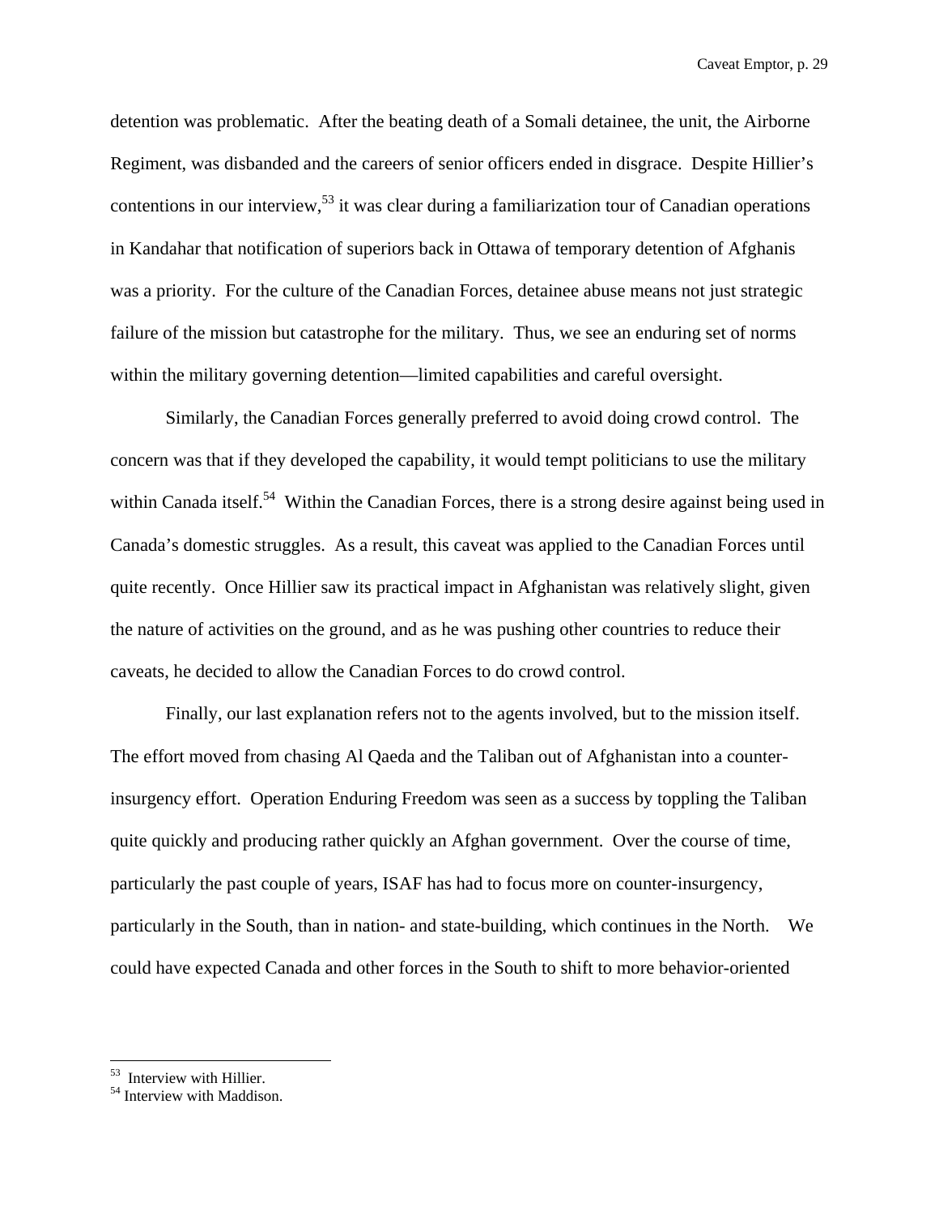detention was problematic. After the beating death of a Somali detainee, the unit, the Airborne Regiment, was disbanded and the careers of senior officers ended in disgrace. Despite Hillier's contentions in our interview,[53] it was clear during a familiarization tour of Canadian operations in Kandahar that notification of superiors back in Ottawa of temporary detention of Afghanis was a priority. For the culture of the Canadian Forces, detainee abuse means not just strategic failure of the mission but catastrophe for the military. Thus, we see an enduring set of norms within the military governing detention—limited capabilities and careful oversight.

Similarly, the Canadian Forces generally preferred to avoid doing crowd control. The concern was that if they developed the capability, it would tempt politicians to use the military within Canada itself.[54] Within the Canadian Forces, there is a strong desire against being used in Canada's domestic struggles. As a result, this caveat was applied to the Canadian Forces until quite recently. Once Hillier saw its practical impact in Afghanistan was relatively slight, given the nature of activities on the ground, and as he was pushing other countries to reduce their caveats, he decided to allow the Canadian Forces to do crowd control.

Finally, our last explanation refers not to the agents involved, but to the mission itself. The effort moved from chasing Al Qaeda and the Taliban out of Afghanistan into a counter-insurgency effort. Operation Enduring Freedom was seen as a success by toppling the Taliban quite quickly and producing rather quickly an Afghan government. Over the course of time, particularly the past couple of years, ISAF has had to focus more on counter-insurgency, particularly in the South, than in nation- and state-building, which continues in the North. We could have expected Canada and other forces in the South to shift to more behavior-oriented

---

[53] Interview with Hillier.

[54] Interview with Maddison.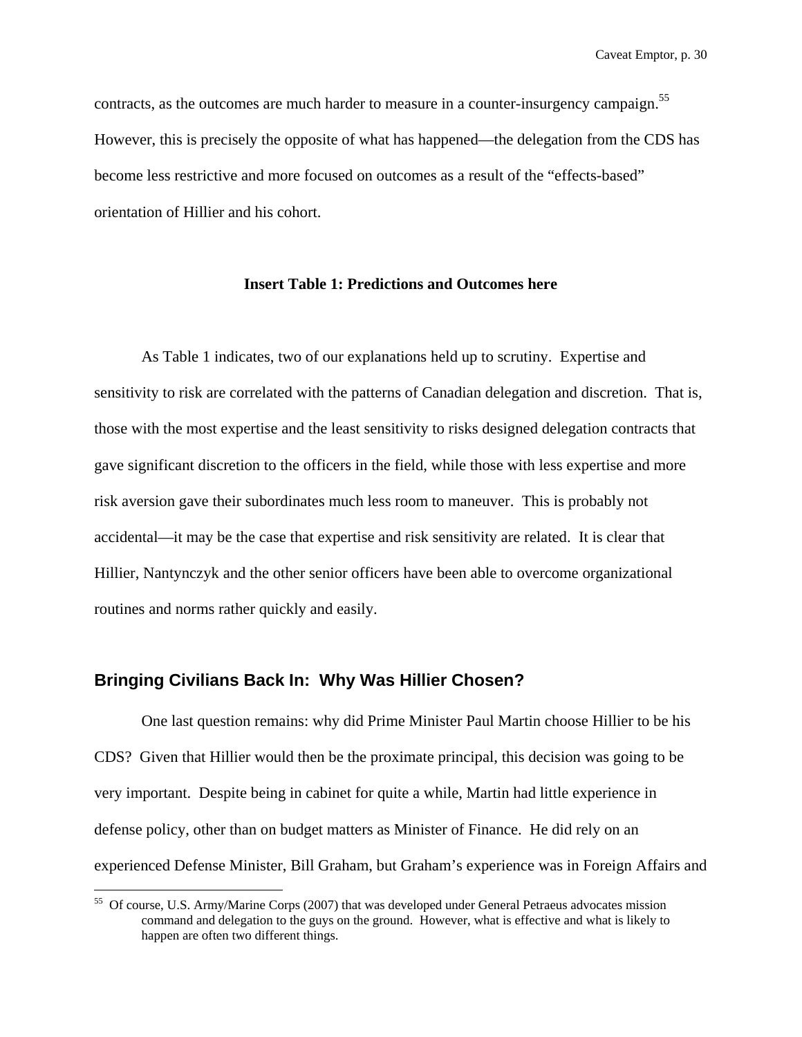contracts, as the outcomes are much harder to measure in a counter-insurgency campaign.[55] However, this is precisely the opposite of what has happened—the delegation from the CDS has become less restrictive and more focused on outcomes as a result of the "effects-based" orientation of Hillier and his cohort.

**Insert Table 1: Predictions and Outcomes here**

As Table 1 indicates, two of our explanations held up to scrutiny. Expertise and sensitivity to risk are correlated with the patterns of Canadian delegation and discretion. That is, those with the most expertise and the least sensitivity to risks designed delegation contracts that gave significant discretion to the officers in the field, while those with less expertise and more risk aversion gave their subordinates much less room to maneuver. This is probably not accidental—it may be the case that expertise and risk sensitivity are related. It is clear that Hillier, Nantynczyk and the other senior officers have been able to overcome organizational routines and norms rather quickly and easily.

## Bringing Civilians Back In: Why Was Hillier Chosen?

One last question remains: why did Prime Minister Paul Martin choose Hillier to be his CDS? Given that Hillier would then be the proximate principal, this decision was going to be very important. Despite being in cabinet for quite a while, Martin had little experience in defense policy, other than on budget matters as Minister of Finance. He did rely on an experienced Defense Minister, Bill Graham, but Graham's experience was in Foreign Affairs and

[55] Of course, U.S. Army/Marine Corps (2007) that was developed under General Petraeus advocates mission command and delegation to the guys on the ground. However, what is effective and what is likely to happen are often two different things.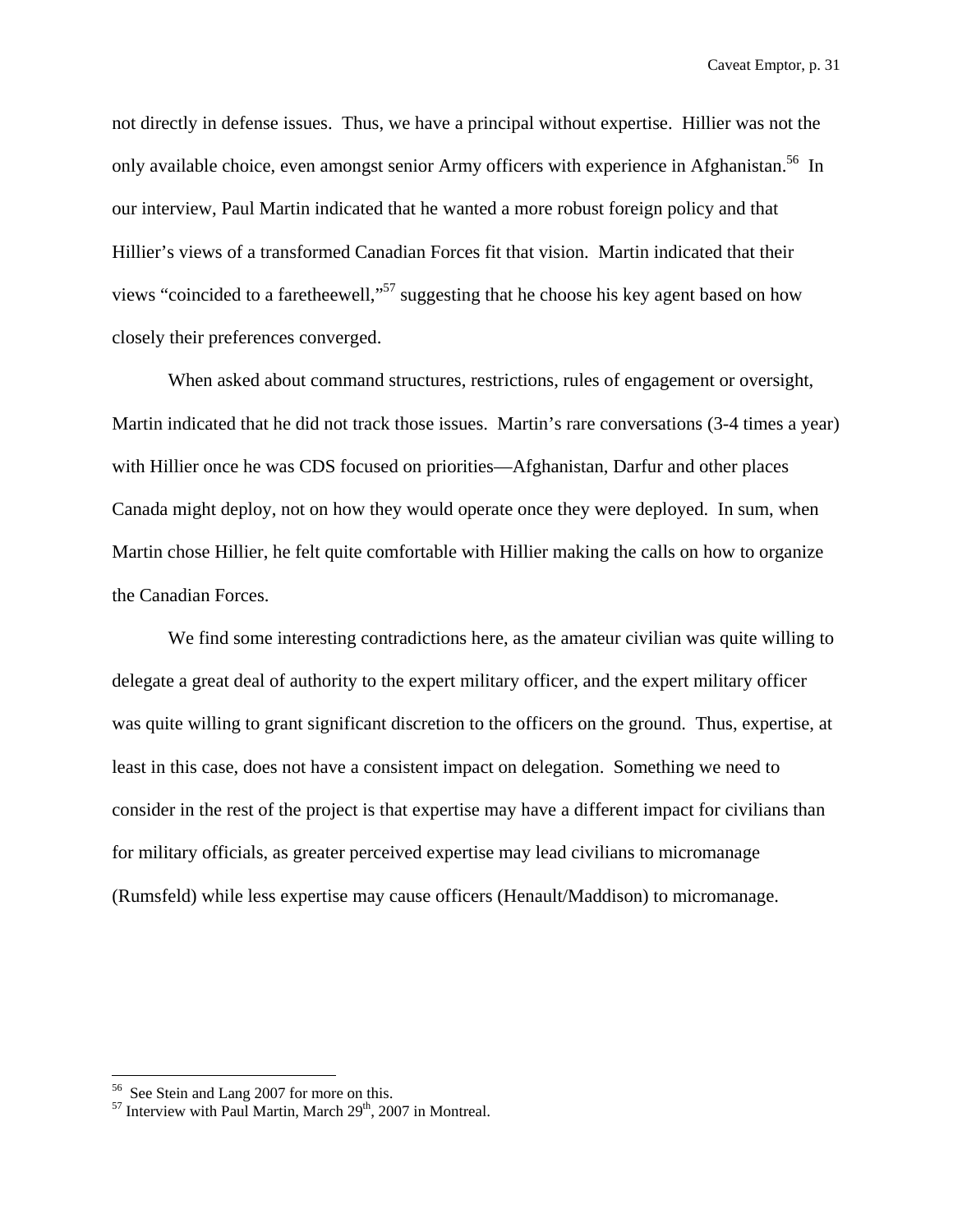not directly in defense issues. Thus, we have a principal without expertise. Hillier was not the only available choice, even amongst senior Army officers with experience in Afghanistan.[56] In our interview, Paul Martin indicated that he wanted a more robust foreign policy and that Hillier's views of a transformed Canadian Forces fit that vision. Martin indicated that their views "coincided to a faretheewell,"[57] suggesting that he choose his key agent based on how closely their preferences converged.

When asked about command structures, restrictions, rules of engagement or oversight, Martin indicated that he did not track those issues. Martin's rare conversations (3-4 times a year) with Hillier once he was CDS focused on priorities—Afghanistan, Darfur and other places Canada might deploy, not on how they would operate once they were deployed. In sum, when Martin chose Hillier, he felt quite comfortable with Hillier making the calls on how to organize the Canadian Forces.

We find some interesting contradictions here, as the amateur civilian was quite willing to delegate a great deal of authority to the expert military officer, and the expert military officer was quite willing to grant significant discretion to the officers on the ground. Thus, expertise, at least in this case, does not have a consistent impact on delegation. Something we need to consider in the rest of the project is that expertise may have a different impact for civilians than for military officials, as greater perceived expertise may lead civilians to micromanage (Rumsfeld) while less expertise may cause officers (Henault/Maddison) to micromanage.

---

[56] See Stein and Lang 2007 for more on this.

[57] Interview with Paul Martin, March 29th, 2007 in Montreal.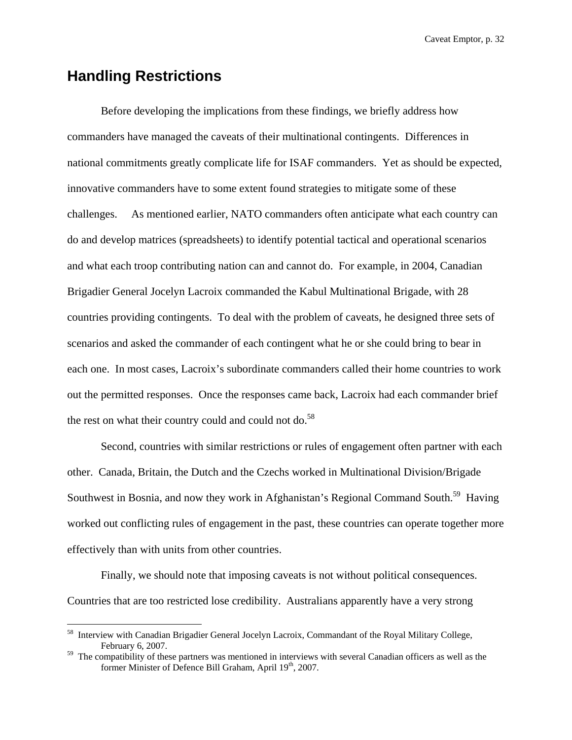## Handling Restrictions

Before developing the implications from these findings, we briefly address how commanders have managed the caveats of their multinational contingents. Differences in national commitments greatly complicate life for ISAF commanders. Yet as should be expected, innovative commanders have to some extent found strategies to mitigate some of these challenges. As mentioned earlier, NATO commanders often anticipate what each country can do and develop matrices (spreadsheets) to identify potential tactical and operational scenarios and what each troop contributing nation can and cannot do. For example, in 2004, Canadian Brigadier General Jocelyn Lacroix commanded the Kabul Multinational Brigade, with 28 countries providing contingents. To deal with the problem of caveats, he designed three sets of scenarios and asked the commander of each contingent what he or she could bring to bear in each one. In most cases, Lacroix's subordinate commanders called their home countries to work out the permitted responses. Once the responses came back, Lacroix had each commander brief the rest on what their country could and could not do.[58]

Second, countries with similar restrictions or rules of engagement often partner with each other. Canada, Britain, the Dutch and the Czechs worked in Multinational Division/Brigade Southwest in Bosnia, and now they work in Afghanistan's Regional Command South.[59] Having worked out conflicting rules of engagement in the past, these countries can operate together more effectively than with units from other countries.

Finally, we should note that imposing caveats is not without political consequences. Countries that are too restricted lose credibility. Australians apparently have a very strong

---

[58] Interview with Canadian Brigadier General Jocelyn Lacroix, Commandant of the Royal Military College, February 6, 2007.

[59] The compatibility of these partners was mentioned in interviews with several Canadian officers as well as the former Minister of Defence Bill Graham, April 19th, 2007.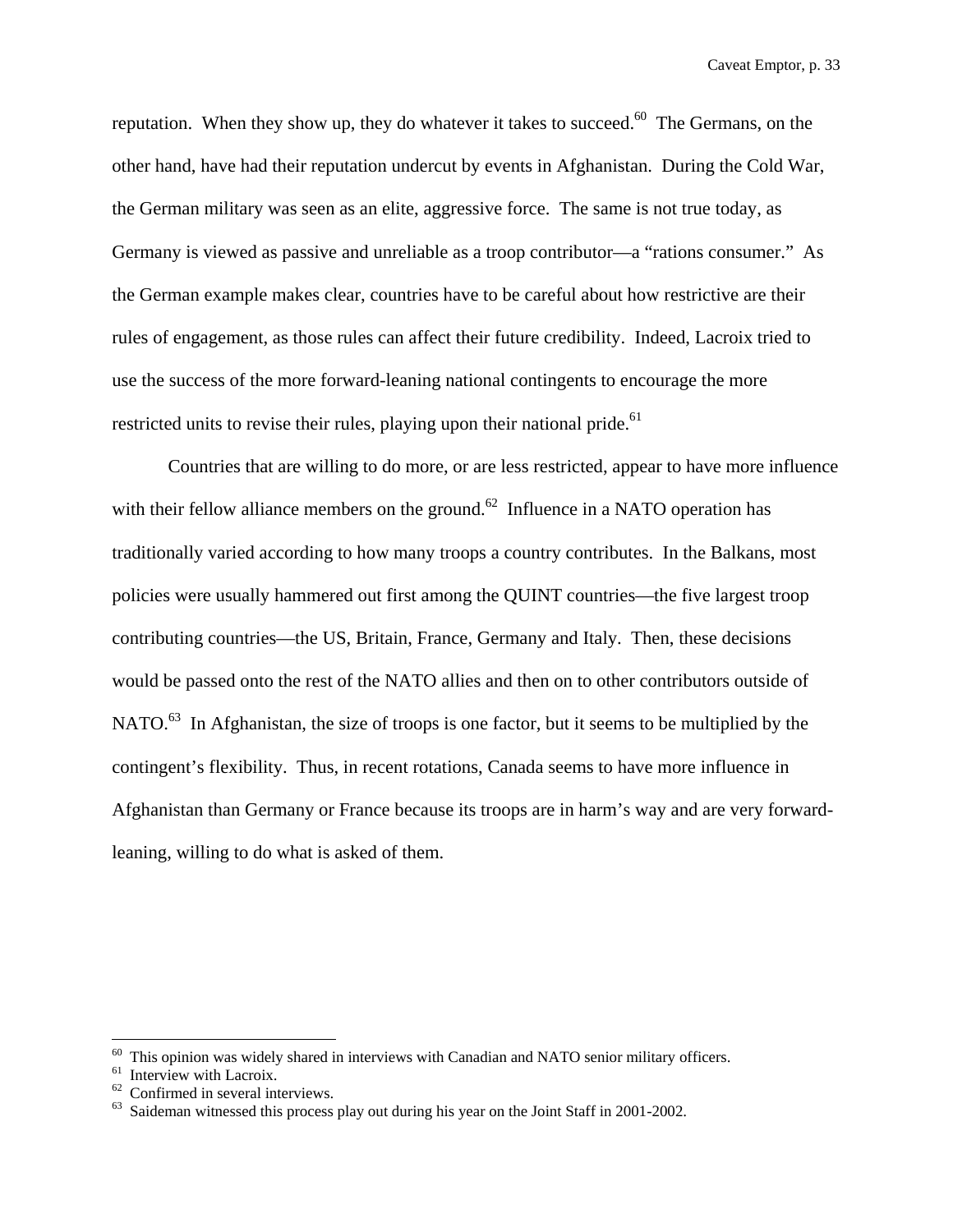reputation. When they show up, they do whatever it takes to succeed.[60] The Germans, on the other hand, have had their reputation undercut by events in Afghanistan. During the Cold War, the German military was seen as an elite, aggressive force. The same is not true today, as Germany is viewed as passive and unreliable as a troop contributor—a "rations consumer." As the German example makes clear, countries have to be careful about how restrictive are their rules of engagement, as those rules can affect their future credibility. Indeed, Lacroix tried to use the success of the more forward-leaning national contingents to encourage the more restricted units to revise their rules, playing upon their national pride.[61]

Countries that are willing to do more, or are less restricted, appear to have more influence with their fellow alliance members on the ground.[62] Influence in a NATO operation has traditionally varied according to how many troops a country contributes. In the Balkans, most policies were usually hammered out first among the QUINT countries—the five largest troop contributing countries—the US, Britain, France, Germany and Italy. Then, these decisions would be passed onto the rest of the NATO allies and then on to other contributors outside of NATO.[63] In Afghanistan, the size of troops is one factor, but it seems to be multiplied by the contingent's flexibility. Thus, in recent rotations, Canada seems to have more influence in Afghanistan than Germany or France because its troops are in harm's way and are very forward-leaning, willing to do what is asked of them.

---

[60] This opinion was widely shared in interviews with Canadian and NATO senior military officers.

[61] Interview with Lacroix.

[62] Confirmed in several interviews.

[63] Saideman witnessed this process play out during his year on the Joint Staff in 2001-2002.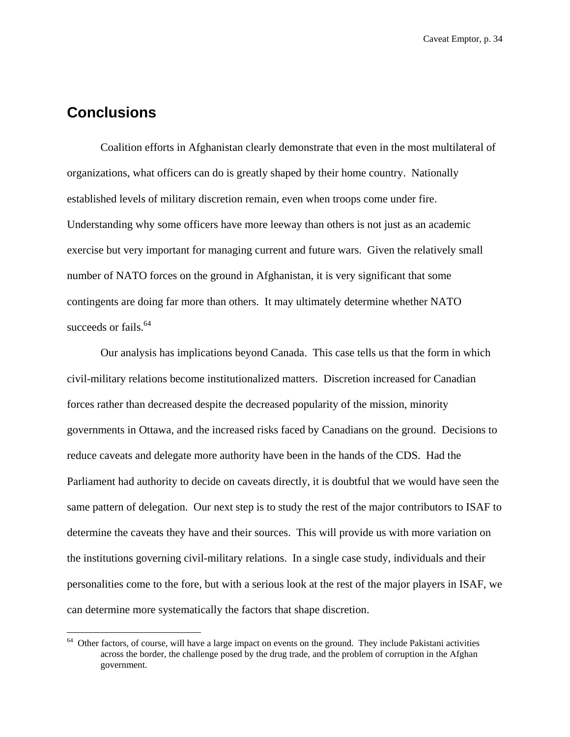## Conclusions

Coalition efforts in Afghanistan clearly demonstrate that even in the most multilateral of organizations, what officers can do is greatly shaped by their home country. Nationally established levels of military discretion remain, even when troops come under fire. Understanding why some officers have more leeway than others is not just as an academic exercise but very important for managing current and future wars. Given the relatively small number of NATO forces on the ground in Afghanistan, it is very significant that some contingents are doing far more than others. It may ultimately determine whether NATO succeeds or fails.[64]

Our analysis has implications beyond Canada. This case tells us that the form in which civil-military relations become institutionalized matters. Discretion increased for Canadian forces rather than decreased despite the decreased popularity of the mission, minority governments in Ottawa, and the increased risks faced by Canadians on the ground. Decisions to reduce caveats and delegate more authority have been in the hands of the CDS. Had the Parliament had authority to decide on caveats directly, it is doubtful that we would have seen the same pattern of delegation. Our next step is to study the rest of the major contributors to ISAF to determine the caveats they have and their sources. This will provide us with more variation on the institutions governing civil-military relations. In a single case study, individuals and their personalities come to the fore, but with a serious look at the rest of the major players in ISAF, we can determine more systematically the factors that shape discretion.

---

[64] Other factors, of course, will have a large impact on events on the ground. They include Pakistani activities across the border, the challenge posed by the drug trade, and the problem of corruption in the Afghan government.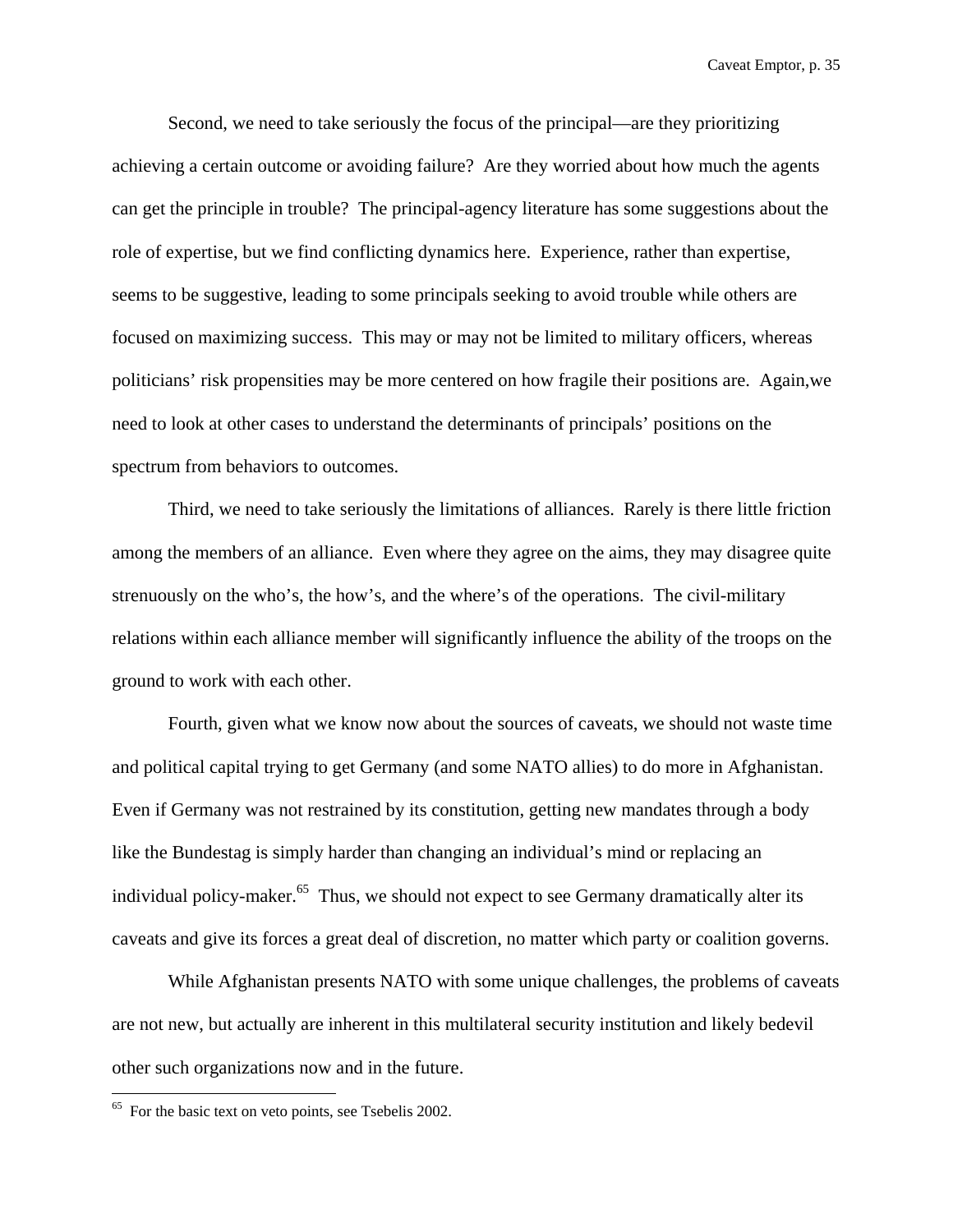Second, we need to take seriously the focus of the principal—are they prioritizing achieving a certain outcome or avoiding failure? Are they worried about how much the agents can get the principle in trouble? The principal-agency literature has some suggestions about the role of expertise, but we find conflicting dynamics here. Experience, rather than expertise, seems to be suggestive, leading to some principals seeking to avoid trouble while others are focused on maximizing success. This may or may not be limited to military officers, whereas politicians' risk propensities may be more centered on how fragile their positions are. Again,we need to look at other cases to understand the determinants of principals' positions on the spectrum from behaviors to outcomes.

Third, we need to take seriously the limitations of alliances. Rarely is there little friction among the members of an alliance. Even where they agree on the aims, they may disagree quite strenuously on the who's, the how's, and the where's of the operations. The civil-military relations within each alliance member will significantly influence the ability of the troops on the ground to work with each other.

Fourth, given what we know now about the sources of caveats, we should not waste time and political capital trying to get Germany (and some NATO allies) to do more in Afghanistan. Even if Germany was not restrained by its constitution, getting new mandates through a body like the Bundestag is simply harder than changing an individual's mind or replacing an individual policy-maker.[65] Thus, we should not expect to see Germany dramatically alter its caveats and give its forces a great deal of discretion, no matter which party or coalition governs.

While Afghanistan presents NATO with some unique challenges, the problems of caveats are not new, but actually are inherent in this multilateral security institution and likely bedevil other such organizations now and in the future.

---

[65] For the basic text on veto points, see Tsebelis 2002.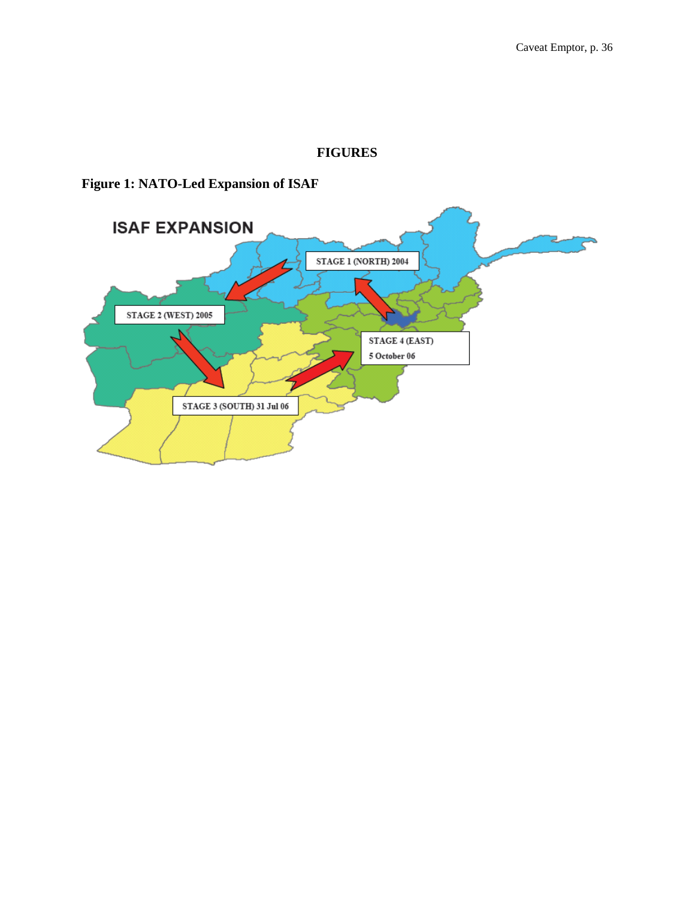# FIGURES

## Figure 1: NATO-Led Expansion of ISAF

ISAF EXPANSION

STAGE 1 (NORTH) 2004

STAGE 2 (WEST) 2005

STAGE 3 (SOUTH) 31 Jul 06

STAGE 4 (EAST) 5 October 06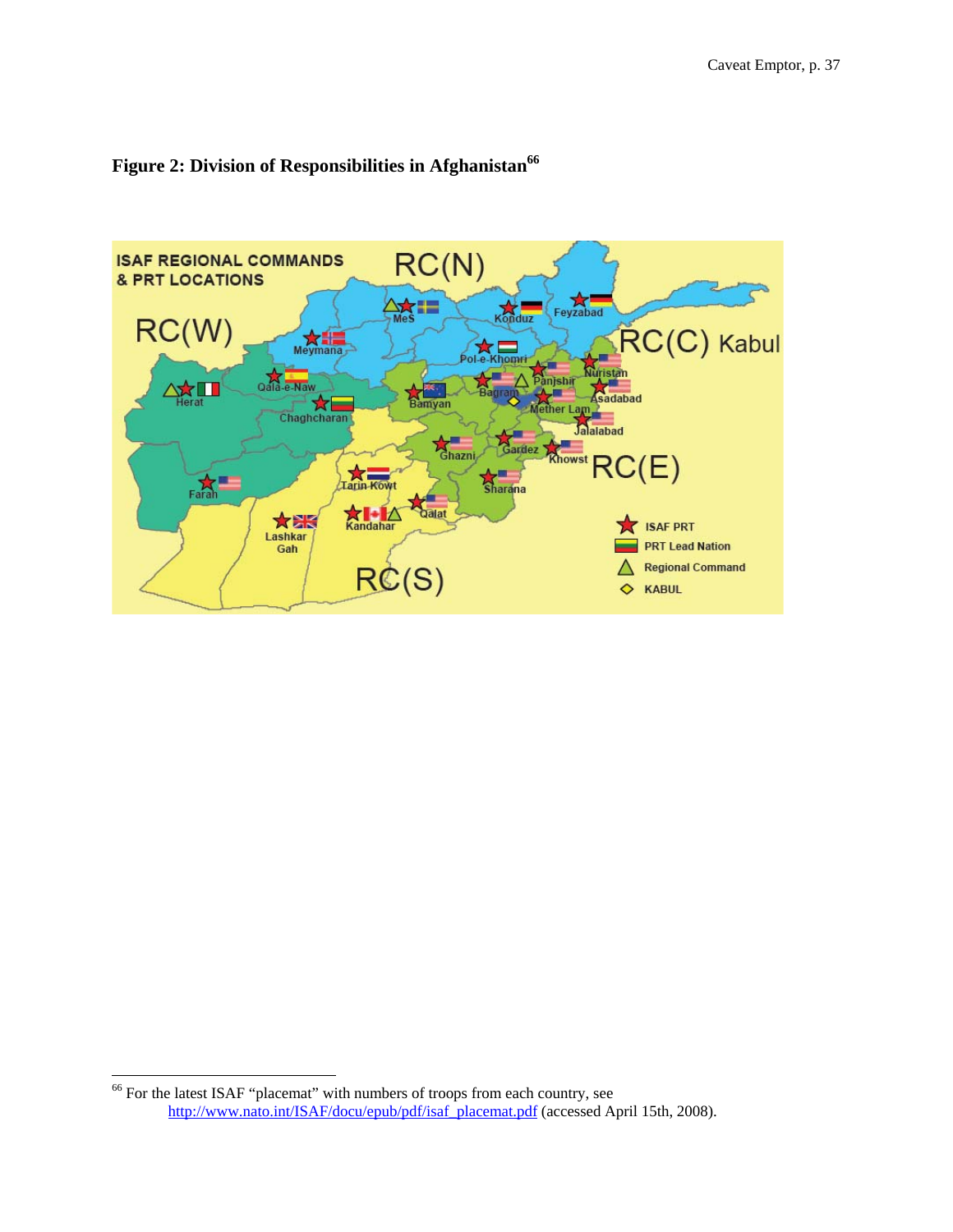**Figure 2: Division of Responsibilities in Afghanistan**[66]

ISAF REGIONAL COMMANDS & PRT LOCATIONS

RC(N) RC(W) RC(C) Kabul RC(E) RC(S)

MeS Konduz Feyzabad Meymana Pol-e-Khomri Qala-e-Naw Herat Chaghcharan Bamyan Bagram Panjshir Nuristan Asadabad Mether Lam Jalalabad Ghazni Gardez Khowst Sharana Tarin Kowt Farah Qalat Kandahar Lashkar Gah

ISAF PRT
PRT Lead Nation
Regional Command
KABUL

---

[66] For the latest ISAF "placemat" with numbers of troops from each country, see http://www.nato.int/ISAF/docu/epub/pdf/isaf_placemat.pdf (accessed April 15th, 2008).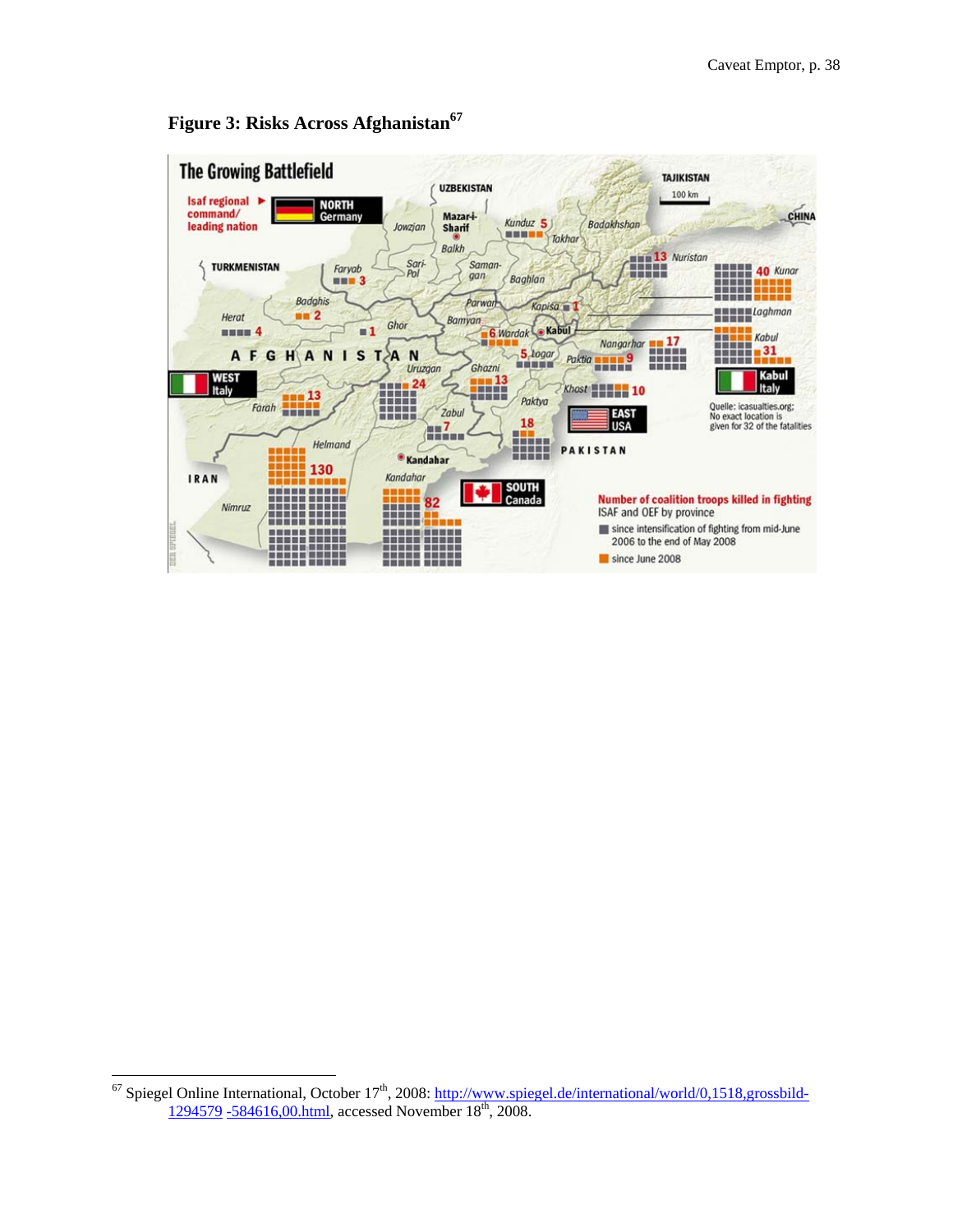**Figure 3: Risks Across Afghanistan**[67]

[67] Spiegel Online International, October 17th, 2008: http://www.spiegel.de/international/world/0,1518,grossbild-1294579 -584616,00.html, accessed November 18th, 2008.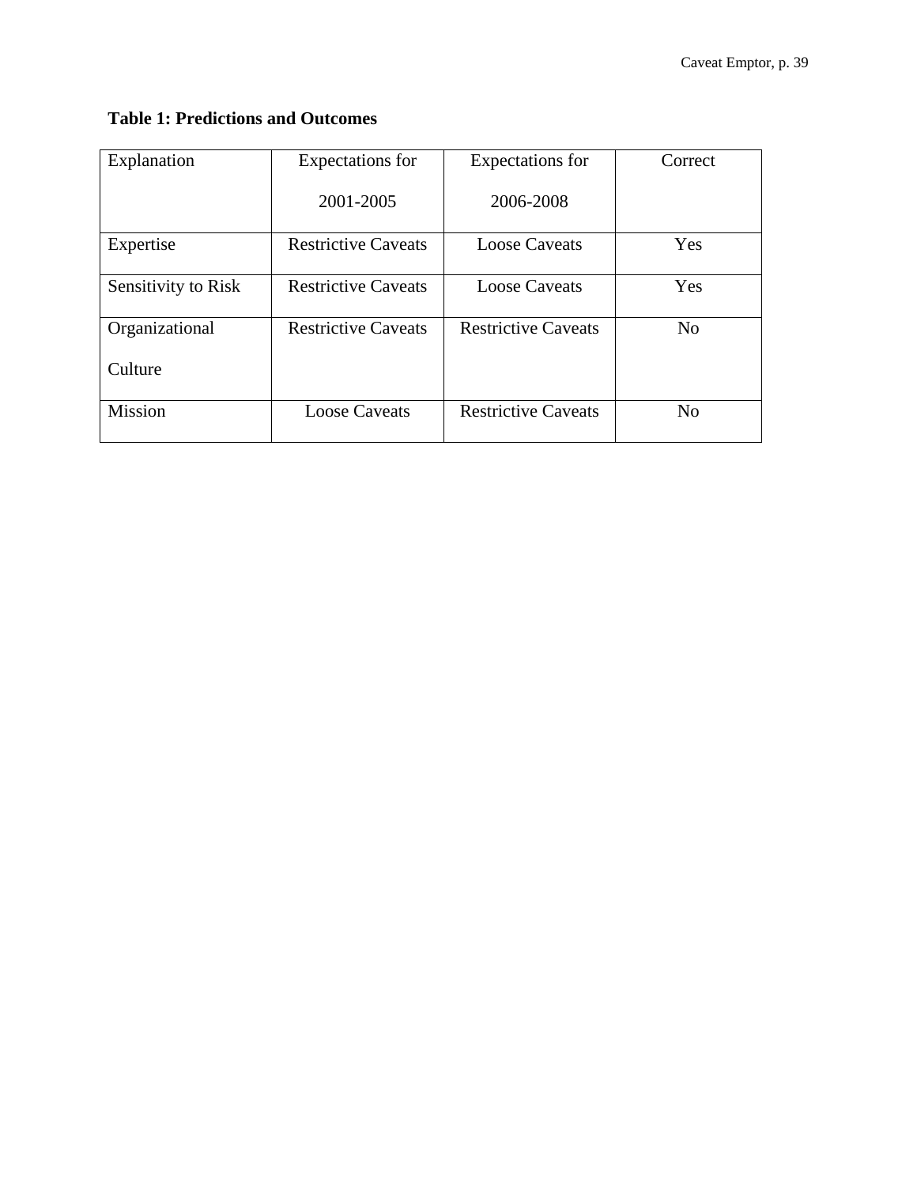**Table 1: Predictions and Outcomes**

| Explanation | Expectations for 2001-2005 | Expectations for 2006-2008 | Correct |
| --- | --- | --- | --- |
| Expertise | Restrictive Caveats | Loose Caveats | Yes |
| Sensitivity to Risk | Restrictive Caveats | Loose Caveats | Yes |
| Organizational Culture | Restrictive Caveats | Restrictive Caveats | No |
| Mission | Loose Caveats | Restrictive Caveats | No |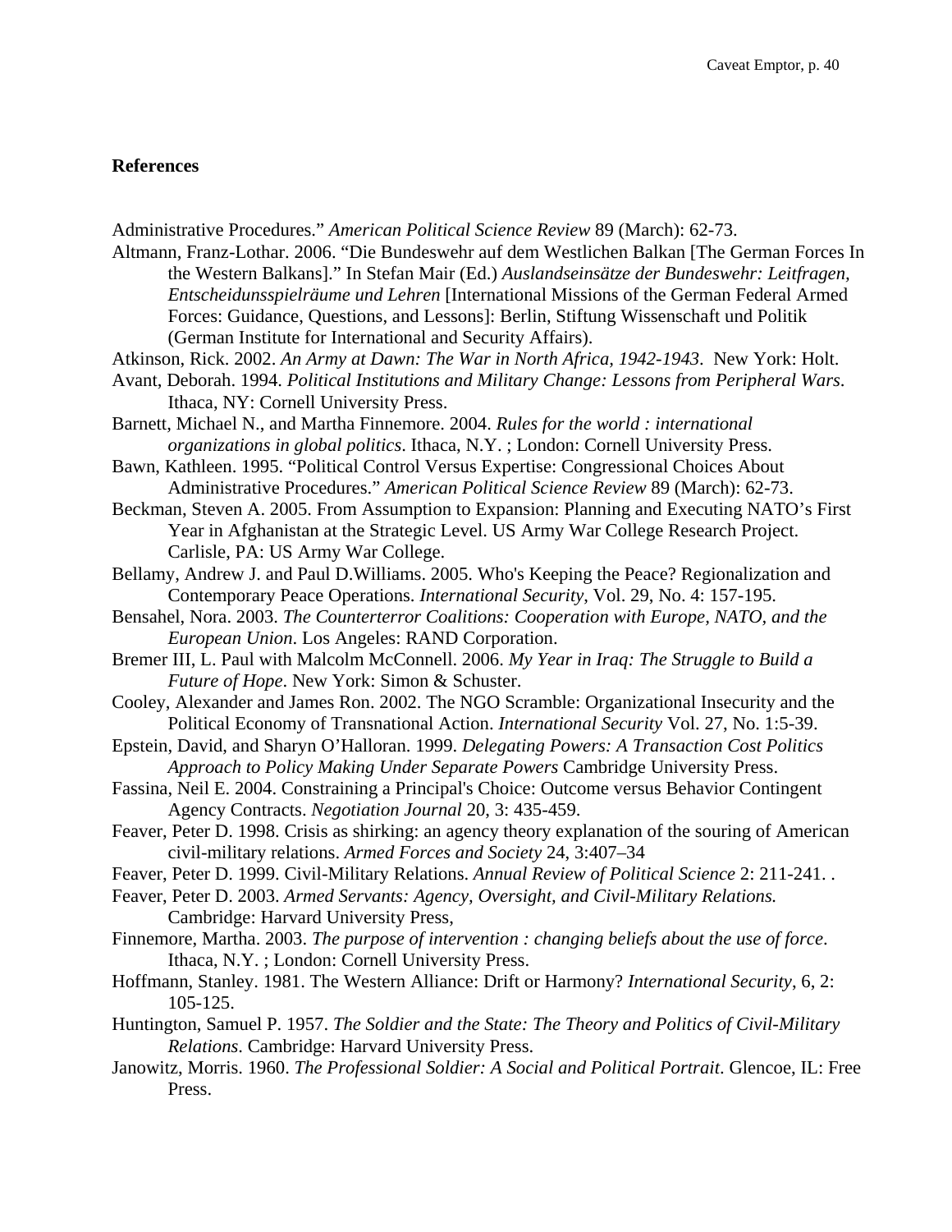**References**

Administrative Procedures." *American Political Science Review* 89 (March): 62-73.

Altmann, Franz-Lothar. 2006. "Die Bundeswehr auf dem Westlichen Balkan [The German Forces In the Western Balkans]." In Stefan Mair (Ed.) *Auslandseinsätze der Bundeswehr: Leitfragen, Entscheidunsspielräume und Lehren* [International Missions of the German Federal Armed Forces: Guidance, Questions, and Lessons]: Berlin, Stiftung Wissenschaft und Politik (German Institute for International and Security Affairs).

Atkinson, Rick. 2002. *An Army at Dawn: The War in North Africa, 1942-1943*. New York: Holt.

Avant, Deborah. 1994. *Political Institutions and Military Change: Lessons from Peripheral Wars*. Ithaca, NY: Cornell University Press.

Barnett, Michael N., and Martha Finnemore. 2004. *Rules for the world : international organizations in global politics*. Ithaca, N.Y. ; London: Cornell University Press.

Bawn, Kathleen. 1995. "Political Control Versus Expertise: Congressional Choices About Administrative Procedures." *American Political Science Review* 89 (March): 62-73.

Beckman, Steven A. 2005. From Assumption to Expansion: Planning and Executing NATO's First Year in Afghanistan at the Strategic Level. US Army War College Research Project. Carlisle, PA: US Army War College.

Bellamy, Andrew J. and Paul D.Williams. 2005. Who's Keeping the Peace? Regionalization and Contemporary Peace Operations. *International Security*, Vol. 29, No. 4: 157-195.

Bensahel, Nora. 2003. *The Counterterror Coalitions: Cooperation with Europe, NATO, and the European Union*. Los Angeles: RAND Corporation.

Bremer III, L. Paul with Malcolm McConnell. 2006. *My Year in Iraq: The Struggle to Build a Future of Hope*. New York: Simon & Schuster.

Cooley, Alexander and James Ron. 2002. The NGO Scramble: Organizational Insecurity and the Political Economy of Transnational Action. *International Security* Vol. 27, No. 1:5-39.

Epstein, David, and Sharyn O'Halloran. 1999. *Delegating Powers: A Transaction Cost Politics Approach to Policy Making Under Separate Powers* Cambridge University Press.

Fassina, Neil E. 2004. Constraining a Principal's Choice: Outcome versus Behavior Contingent Agency Contracts. *Negotiation Journal* 20, 3: 435-459.

Feaver, Peter D. 1998. Crisis as shirking: an agency theory explanation of the souring of American civil-military relations. *Armed Forces and Society* 24, 3:407–34

Feaver, Peter D. 1999. Civil-Military Relations. *Annual Review of Political Science* 2: 211-241. .

Feaver, Peter D. 2003. *Armed Servants: Agency, Oversight, and Civil-Military Relations.* Cambridge: Harvard University Press,

Finnemore, Martha. 2003. *The purpose of intervention : changing beliefs about the use of force*. Ithaca, N.Y. ; London: Cornell University Press.

Hoffmann, Stanley. 1981. The Western Alliance: Drift or Harmony? *International Security*, 6, 2: 105-125.

Huntington, Samuel P. 1957. *The Soldier and the State: The Theory and Politics of Civil-Military Relations*. Cambridge: Harvard University Press.

Janowitz, Morris. 1960. *The Professional Soldier: A Social and Political Portrait*. Glencoe, IL: Free Press.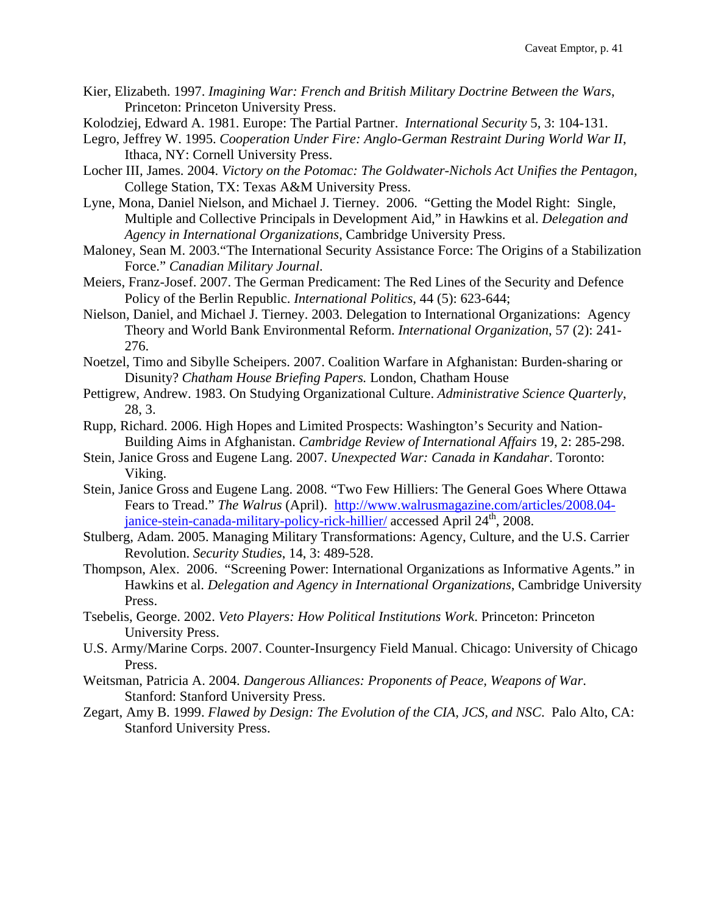Kier, Elizabeth. 1997. *Imagining War: French and British Military Doctrine Between the Wars*, Princeton: Princeton University Press.

Kolodziej, Edward A. 1981. Europe: The Partial Partner. *International Security* 5, 3: 104-131.

Legro, Jeffrey W. 1995. *Cooperation Under Fire: Anglo-German Restraint During World War II*, Ithaca, NY: Cornell University Press.

Locher III, James. 2004. *Victory on the Potomac: The Goldwater-Nichols Act Unifies the Pentagon*, College Station, TX: Texas A&M University Press.

Lyne, Mona, Daniel Nielson, and Michael J. Tierney. 2006. "Getting the Model Right: Single, Multiple and Collective Principals in Development Aid," in Hawkins et al. *Delegation and Agency in International Organizations*, Cambridge University Press.

Maloney, Sean M. 2003."The International Security Assistance Force: The Origins of a Stabilization Force." *Canadian Military Journal*.

Meiers, Franz-Josef. 2007. The German Predicament: The Red Lines of the Security and Defence Policy of the Berlin Republic. *International Politics*, 44 (5): 623-644;

Nielson, Daniel, and Michael J. Tierney. 2003. Delegation to International Organizations: Agency Theory and World Bank Environmental Reform. *International Organization*, 57 (2): 241-276.

Noetzel, Timo and Sibylle Scheipers. 2007. Coalition Warfare in Afghanistan: Burden-sharing or Disunity? *Chatham House Briefing Papers.* London, Chatham House

Pettigrew, Andrew. 1983. On Studying Organizational Culture. *Administrative Science Quarterly*, 28, 3.

Rupp, Richard. 2006. High Hopes and Limited Prospects: Washington's Security and Nation-Building Aims in Afghanistan. *Cambridge Review of International Affairs* 19, 2: 285-298.

Stein, Janice Gross and Eugene Lang. 2007. *Unexpected War: Canada in Kandahar*. Toronto: Viking.

Stein, Janice Gross and Eugene Lang. 2008. "Two Few Hilliers: The General Goes Where Ottawa Fears to Tread." *The Walrus* (April). http://www.walrusmagazine.com/articles/2008.04-janice-stein-canada-military-policy-rick-hillier/ accessed April 24th, 2008.

Stulberg, Adam. 2005. Managing Military Transformations: Agency, Culture, and the U.S. Carrier Revolution. *Security Studies*, 14, 3: 489-528.

Thompson, Alex. 2006. "Screening Power: International Organizations as Informative Agents." in Hawkins et al. *Delegation and Agency in International Organizations*, Cambridge University Press.

Tsebelis, George. 2002. *Veto Players: How Political Institutions Work*. Princeton: Princeton University Press.

U.S. Army/Marine Corps. 2007. Counter-Insurgency Field Manual. Chicago: University of Chicago Press.

Weitsman, Patricia A. 2004. *Dangerous Alliances: Proponents of Peace, Weapons of War*. Stanford: Stanford University Press.

Zegart, Amy B. 1999. *Flawed by Design: The Evolution of the CIA, JCS, and NSC*. Palo Alto, CA: Stanford University Press.